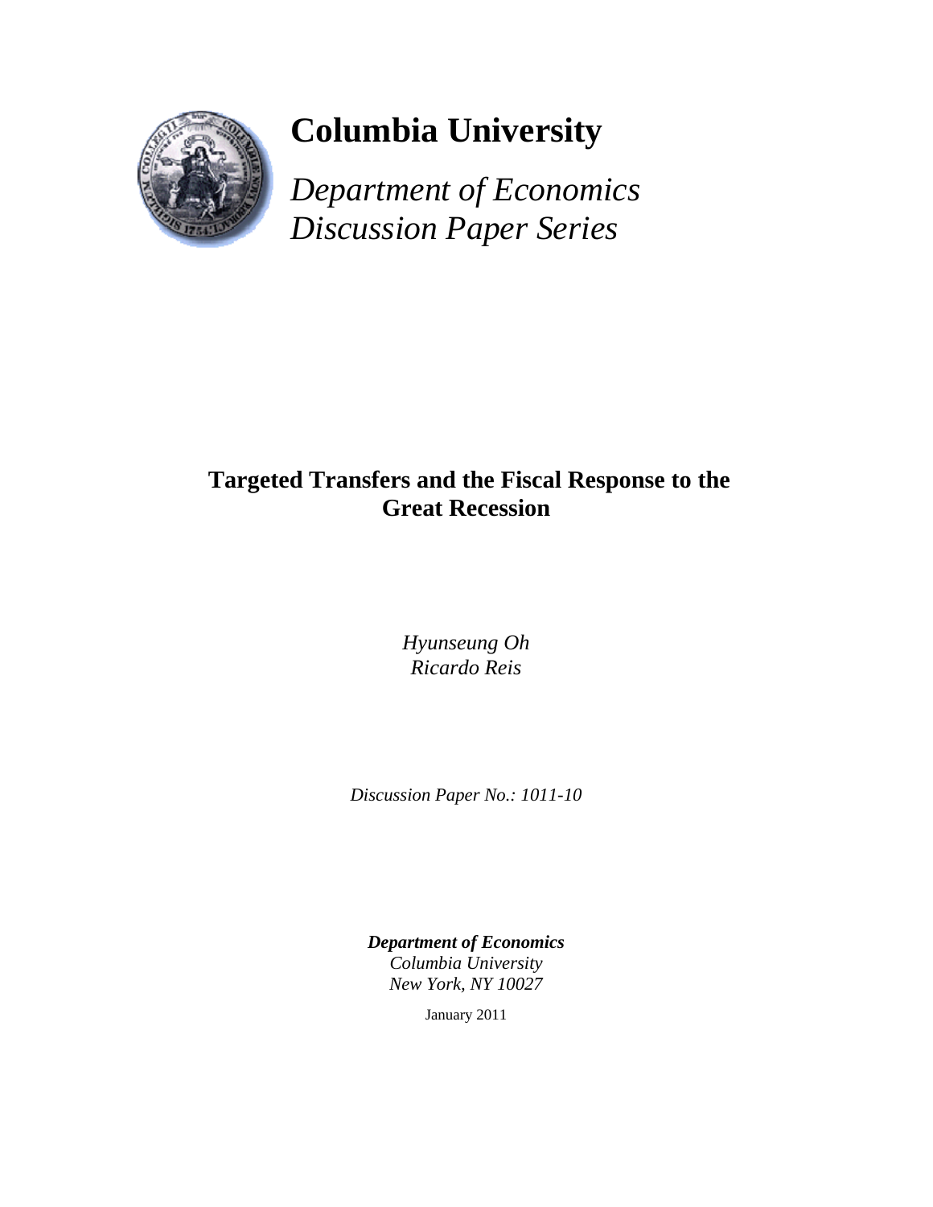# Columbia University

*Department of Economics*
*Discussion Paper Series*

## Targeted Transfers and the Fiscal Response to the Great Recession

*Hyunseung Oh*
*Ricardo Reis*

*Discussion Paper No.: 1011-10*

***Department of Economics***
*Columbia University*
*New York, NY 10027*

January 2011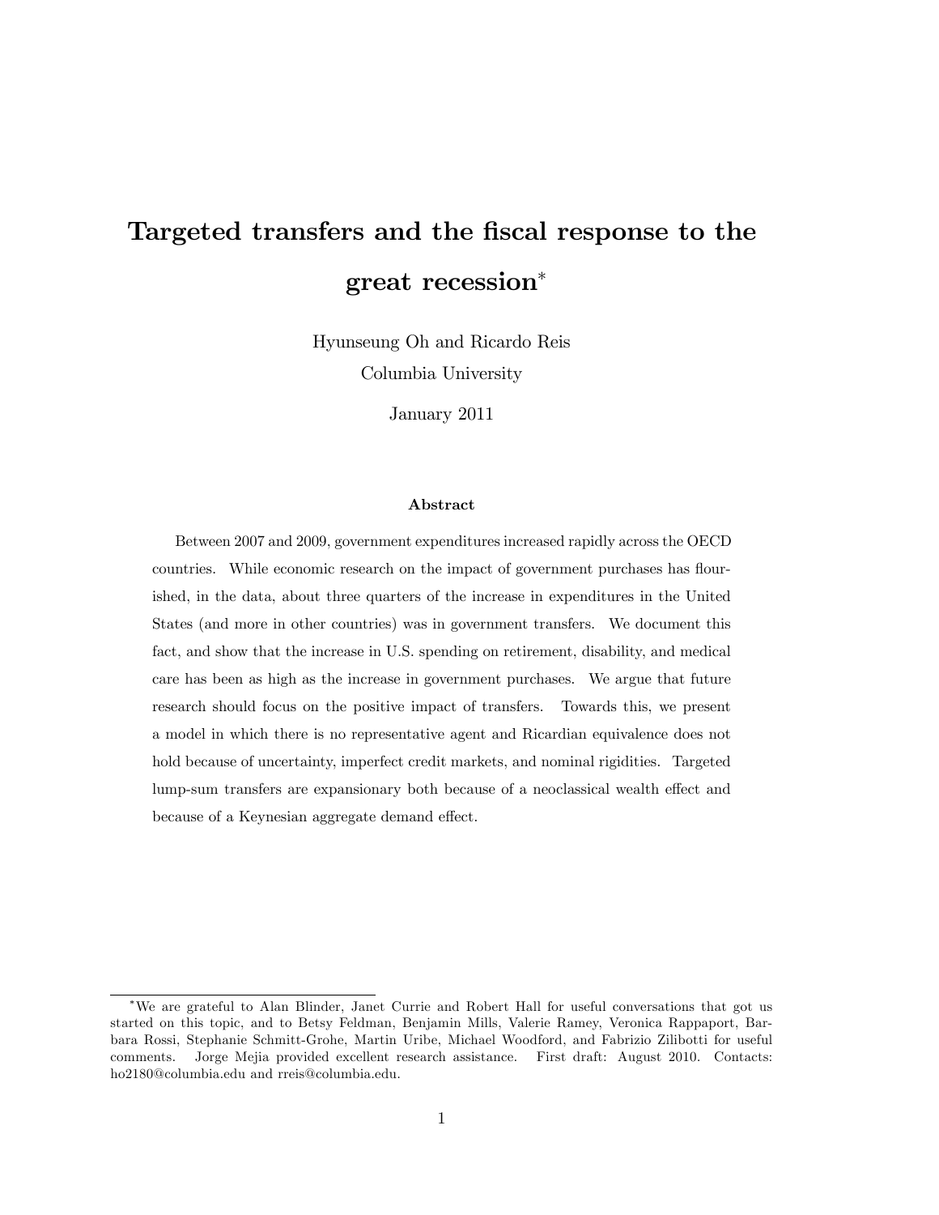# Targeted transfers and the fiscal response to the great recession*

Hyunseung Oh and Ricardo Reis

Columbia University

January 2011

### Abstract

Between 2007 and 2009, government expenditures increased rapidly across the OECD countries. While economic research on the impact of government purchases has flourished, in the data, about three quarters of the increase in expenditures in the United States (and more in other countries) was in government transfers. We document this fact, and show that the increase in U.S. spending on retirement, disability, and medical care has been as high as the increase in government purchases. We argue that future research should focus on the positive impact of transfers. Towards this, we present a model in which there is no representative agent and Ricardian equivalence does not hold because of uncertainty, imperfect credit markets, and nominal rigidities. Targeted lump-sum transfers are expansionary both because of a neoclassical wealth effect and because of a Keynesian aggregate demand effect.

---

*We are grateful to Alan Blinder, Janet Currie and Robert Hall for useful conversations that got us started on this topic, and to Betsy Feldman, Benjamin Mills, Valerie Ramey, Veronica Rappaport, Barbara Rossi, Stephanie Schmitt-Grohe, Martin Uribe, Michael Woodford, and Fabrizio Zilibotti for useful comments. Jorge Mejia provided excellent research assistance. First draft: August 2010. Contacts: ho2180@columbia.edu and rreis@columbia.edu.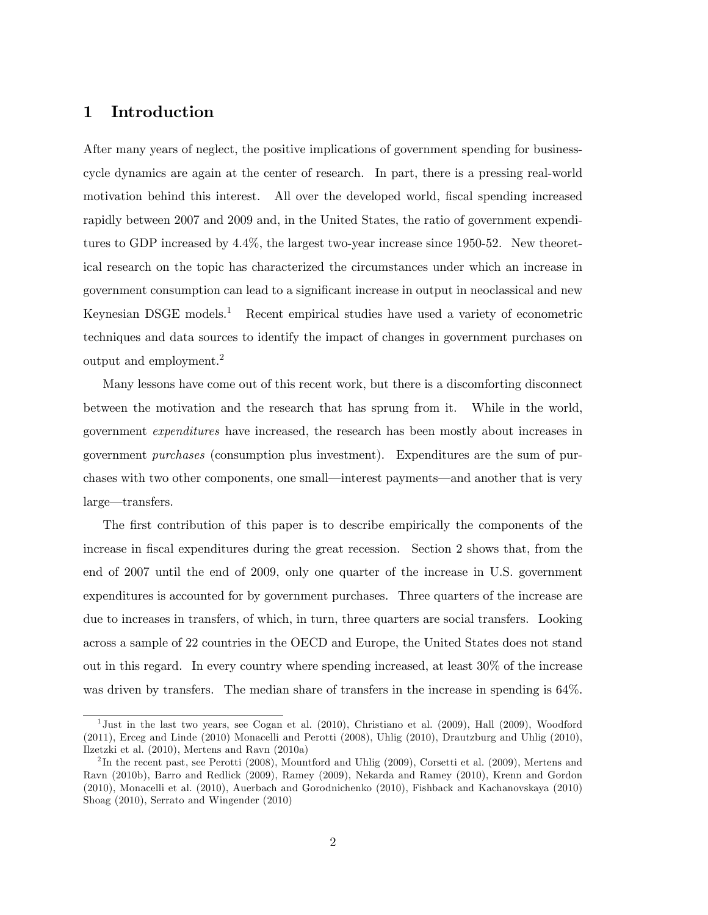# 1 Introduction

After many years of neglect, the positive implications of government spending for business-cycle dynamics are again at the center of research. In part, there is a pressing real-world motivation behind this interest. All over the developed world, fiscal spending increased rapidly between 2007 and 2009 and, in the United States, the ratio of government expenditures to GDP increased by 4.4%, the largest two-year increase since 1950-52. New theoretical research on the topic has characterized the circumstances under which an increase in government consumption can lead to a significant increase in output in neoclassical and new Keynesian DSGE models.[1] Recent empirical studies have used a variety of econometric techniques and data sources to identify the impact of changes in government purchases on output and employment.[2]

Many lessons have come out of this recent work, but there is a discomforting disconnect between the motivation and the research that has sprung from it. While in the world, government *expenditures* have increased, the research has been mostly about increases in government *purchases* (consumption plus investment). Expenditures are the sum of purchases with two other components, one small—interest payments—and another that is very large—transfers.

The first contribution of this paper is to describe empirically the components of the increase in fiscal expenditures during the great recession. Section 2 shows that, from the end of 2007 until the end of 2009, only one quarter of the increase in U.S. government expenditures is accounted for by government purchases. Three quarters of the increase are due to increases in transfers, of which, in turn, three quarters are social transfers. Looking across a sample of 22 countries in the OECD and Europe, the United States does not stand out in this regard. In every country where spending increased, at least 30% of the increase was driven by transfers. The median share of transfers in the increase in spending is 64%.

[1] Just in the last two years, see Cogan et al. (2010), Christiano et al. (2009), Hall (2009), Woodford (2011), Erceg and Linde (2010) Monacelli and Perotti (2008), Uhlig (2010), Drautzburg and Uhlig (2010), Ilzetzki et al. (2010), Mertens and Ravn (2010a)

[2] In the recent past, see Perotti (2008), Mountford and Uhlig (2009), Corsetti et al. (2009), Mertens and Ravn (2010b), Barro and Redlick (2009), Ramey (2009), Nekarda and Ramey (2010), Krenn and Gordon (2010), Monacelli et al. (2010), Auerbach and Gorodnichenko (2010), Fishback and Kachanovskaya (2010) Shoag (2010), Serrato and Wingender (2010)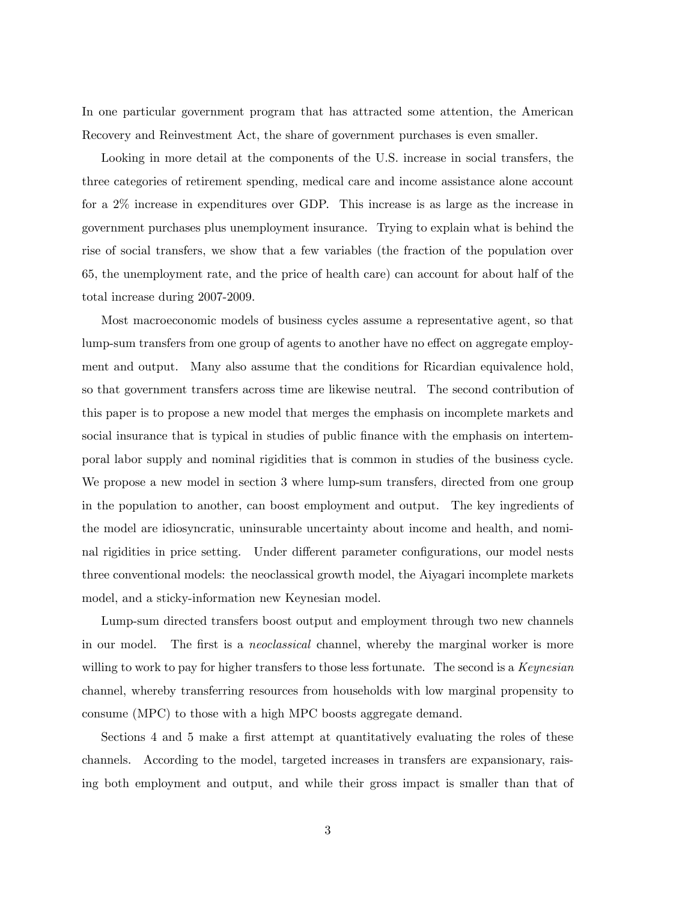In one particular government program that has attracted some attention, the American Recovery and Reinvestment Act, the share of government purchases is even smaller.

Looking in more detail at the components of the U.S. increase in social transfers, the three categories of retirement spending, medical care and income assistance alone account for a 2% increase in expenditures over GDP. This increase is as large as the increase in government purchases plus unemployment insurance. Trying to explain what is behind the rise of social transfers, we show that a few variables (the fraction of the population over 65, the unemployment rate, and the price of health care) can account for about half of the total increase during 2007-2009.

Most macroeconomic models of business cycles assume a representative agent, so that lump-sum transfers from one group of agents to another have no effect on aggregate employment and output. Many also assume that the conditions for Ricardian equivalence hold, so that government transfers across time are likewise neutral. The second contribution of this paper is to propose a new model that merges the emphasis on incomplete markets and social insurance that is typical in studies of public finance with the emphasis on intertemporal labor supply and nominal rigidities that is common in studies of the business cycle. We propose a new model in section 3 where lump-sum transfers, directed from one group in the population to another, can boost employment and output. The key ingredients of the model are idiosyncratic, uninsurable uncertainty about income and health, and nominal rigidities in price setting. Under different parameter configurations, our model nests three conventional models: the neoclassical growth model, the Aiyagari incomplete markets model, and a sticky-information new Keynesian model.

Lump-sum directed transfers boost output and employment through two new channels in our model. The first is a *neoclassical* channel, whereby the marginal worker is more willing to work to pay for higher transfers to those less fortunate. The second is a *Keynesian* channel, whereby transferring resources from households with low marginal propensity to consume (MPC) to those with a high MPC boosts aggregate demand.

Sections 4 and 5 make a first attempt at quantitatively evaluating the roles of these channels. According to the model, targeted increases in transfers are expansionary, raising both employment and output, and while their gross impact is smaller than that of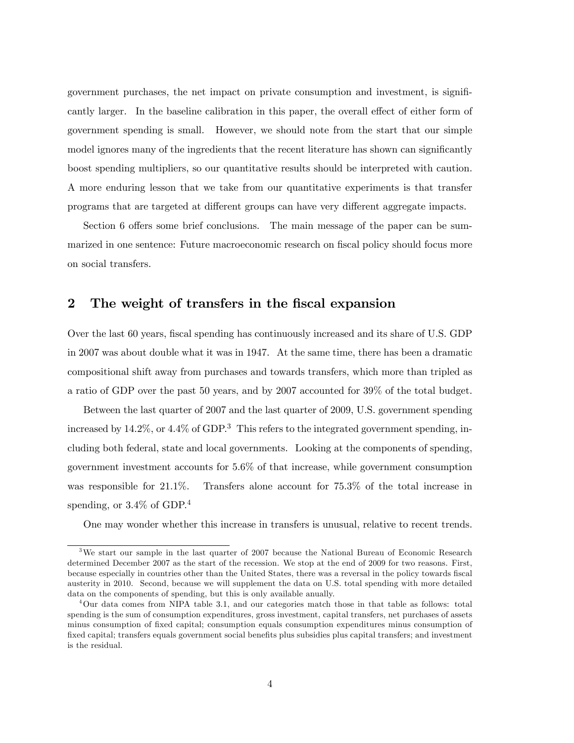government purchases, the net impact on private consumption and investment, is significantly larger. In the baseline calibration in this paper, the overall effect of either form of government spending is small. However, we should note from the start that our simple model ignores many of the ingredients that the recent literature has shown can significantly boost spending multipliers, so our quantitative results should be interpreted with caution. A more enduring lesson that we take from our quantitative experiments is that transfer programs that are targeted at different groups can have very different aggregate impacts.

Section 6 offers some brief conclusions. The main message of the paper can be summarized in one sentence: Future macroeconomic research on fiscal policy should focus more on social transfers.

## 2 The weight of transfers in the fiscal expansion

Over the last 60 years, fiscal spending has continuously increased and its share of U.S. GDP in 2007 was about double what it was in 1947. At the same time, there has been a dramatic compositional shift away from purchases and towards transfers, which more than tripled as a ratio of GDP over the past 50 years, and by 2007 accounted for 39% of the total budget.

Between the last quarter of 2007 and the last quarter of 2009, U.S. government spending increased by 14.2%, or 4.4% of GDP.[3] This refers to the integrated government spending, including both federal, state and local governments. Looking at the components of spending, government investment accounts for 5.6% of that increase, while government consumption was responsible for 21.1%. Transfers alone account for 75.3% of the total increase in spending, or 3.4% of GDP.[4]

One may wonder whether this increase in transfers is unusual, relative to recent trends.

[3] We start our sample in the last quarter of 2007 because the National Bureau of Economic Research determined December 2007 as the start of the recession. We stop at the end of 2009 for two reasons. First, because especially in countries other than the United States, there was a reversal in the policy towards fiscal austerity in 2010. Second, because we will supplement the data on U.S. total spending with more detailed data on the components of spending, but this is only available anually.

[4] Our data comes from NIPA table 3.1, and our categories match those in that table as follows: total spending is the sum of consumption expenditures, gross investment, capital transfers, net purchases of assets minus consumption of fixed capital; consumption equals consumption expenditures minus consumption of fixed capital; transfers equals government social benefits plus subsidies plus capital transfers; and investment is the residual.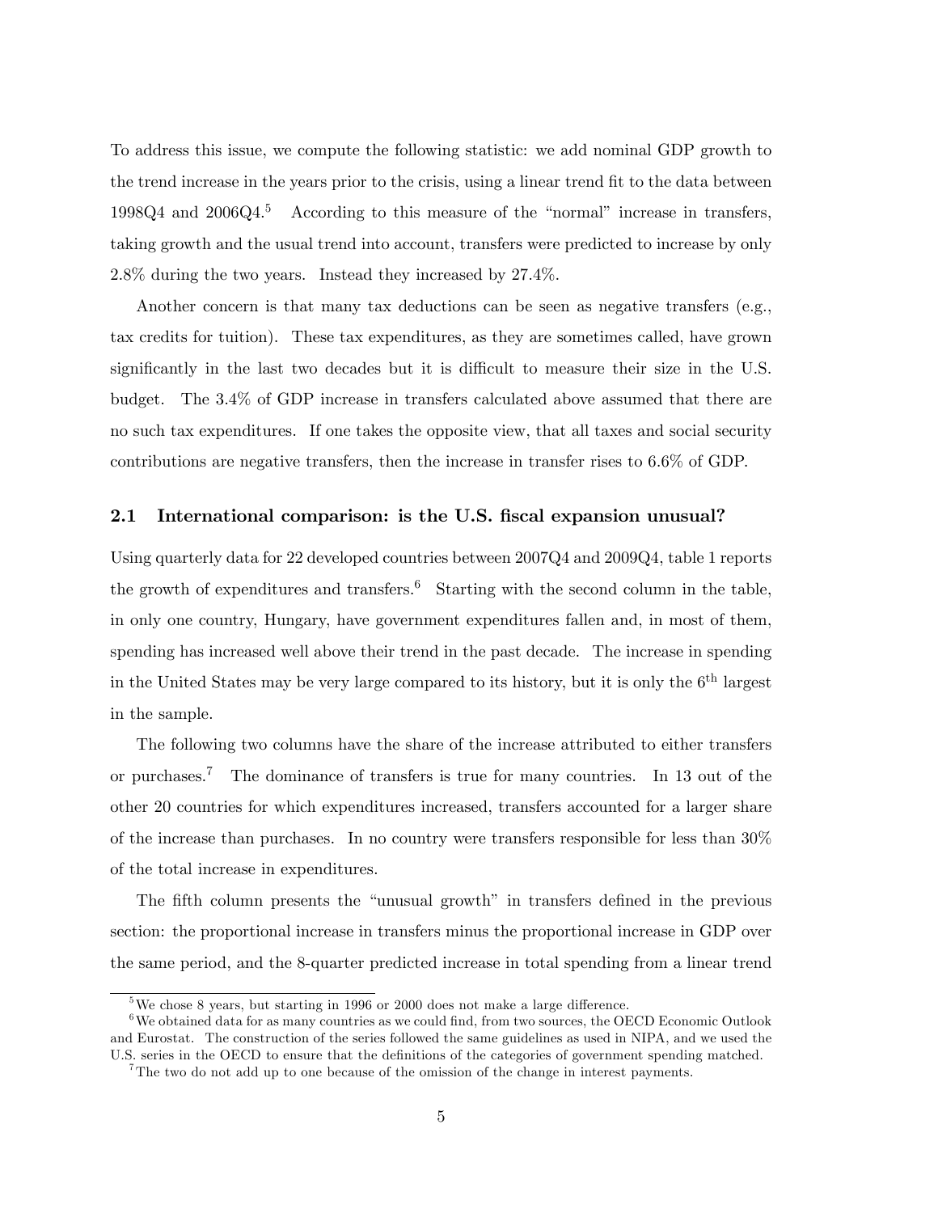To address this issue, we compute the following statistic: we add nominal GDP growth to the trend increase in the years prior to the crisis, using a linear trend fit to the data between 1998Q4 and 2006Q4.[5] According to this measure of the "normal" increase in transfers, taking growth and the usual trend into account, transfers were predicted to increase by only 2.8% during the two years. Instead they increased by 27.4%.

Another concern is that many tax deductions can be seen as negative transfers (e.g., tax credits for tuition). These tax expenditures, as they are sometimes called, have grown significantly in the last two decades but it is difficult to measure their size in the U.S. budget. The 3.4% of GDP increase in transfers calculated above assumed that there are no such tax expenditures. If one takes the opposite view, that all taxes and social security contributions are negative transfers, then the increase in transfer rises to 6.6% of GDP.

## 2.1 International comparison: is the U.S. fiscal expansion unusual?

Using quarterly data for 22 developed countries between 2007Q4 and 2009Q4, table 1 reports the growth of expenditures and transfers.[6] Starting with the second column in the table, in only one country, Hungary, have government expenditures fallen and, in most of them, spending has increased well above their trend in the past decade. The increase in spending in the United States may be very large compared to its history, but it is only the 6th largest in the sample.

The following two columns have the share of the increase attributed to either transfers or purchases.[7] The dominance of transfers is true for many countries. In 13 out of the other 20 countries for which expenditures increased, transfers accounted for a larger share of the increase than purchases. In no country were transfers responsible for less than 30% of the total increase in expenditures.

The fifth column presents the "unusual growth" in transfers defined in the previous section: the proportional increase in transfers minus the proportional increase in GDP over the same period, and the 8-quarter predicted increase in total spending from a linear trend

[5] We chose 8 years, but starting in 1996 or 2000 does not make a large difference.

[6] We obtained data for as many countries as we could find, from two sources, the OECD Economic Outlook and Eurostat. The construction of the series followed the same guidelines as used in NIPA, and we used the U.S. series in the OECD to ensure that the definitions of the categories of government spending matched.

[7] The two do not add up to one because of the omission of the change in interest payments.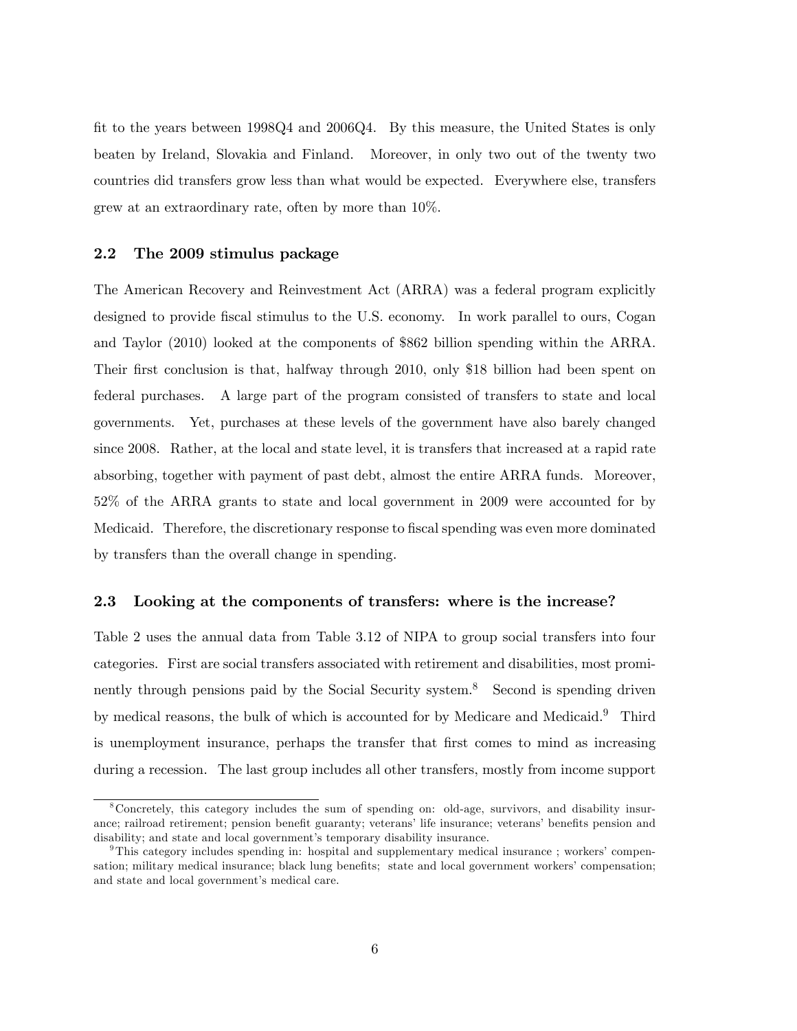fit to the years between 1998Q4 and 2006Q4. By this measure, the United States is only beaten by Ireland, Slovakia and Finland. Moreover, in only two out of the twenty two countries did transfers grow less than what would be expected. Everywhere else, transfers grew at an extraordinary rate, often by more than 10%.

### 2.2 The 2009 stimulus package

The American Recovery and Reinvestment Act (ARRA) was a federal program explicitly designed to provide fiscal stimulus to the U.S. economy. In work parallel to ours, Cogan and Taylor (2010) looked at the components of $862 billion spending within the ARRA. Their first conclusion is that, halfway through 2010, only $18 billion had been spent on federal purchases. A large part of the program consisted of transfers to state and local governments. Yet, purchases at these levels of the government have also barely changed since 2008. Rather, at the local and state level, it is transfers that increased at a rapid rate absorbing, together with payment of past debt, almost the entire ARRA funds. Moreover, 52% of the ARRA grants to state and local government in 2009 were accounted for by Medicaid. Therefore, the discretionary response to fiscal spending was even more dominated by transfers than the overall change in spending.

### 2.3 Looking at the components of transfers: where is the increase?

Table 2 uses the annual data from Table 3.12 of NIPA to group social transfers into four categories. First are social transfers associated with retirement and disabilities, most prominently through pensions paid by the Social Security system.[8] Second is spending driven by medical reasons, the bulk of which is accounted for by Medicare and Medicaid.[9] Third is unemployment insurance, perhaps the transfer that first comes to mind as increasing during a recession. The last group includes all other transfers, mostly from income support

---

[8] Concretely, this category includes the sum of spending on: old-age, survivors, and disability insurance; railroad retirement; pension benefit guaranty; veterans' life insurance; veterans' benefits pension and disability; and state and local government's temporary disability insurance.

[9] This category includes spending in: hospital and supplementary medical insurance ; workers' compensation; military medical insurance; black lung benefits; state and local government workers' compensation; and state and local government's medical care.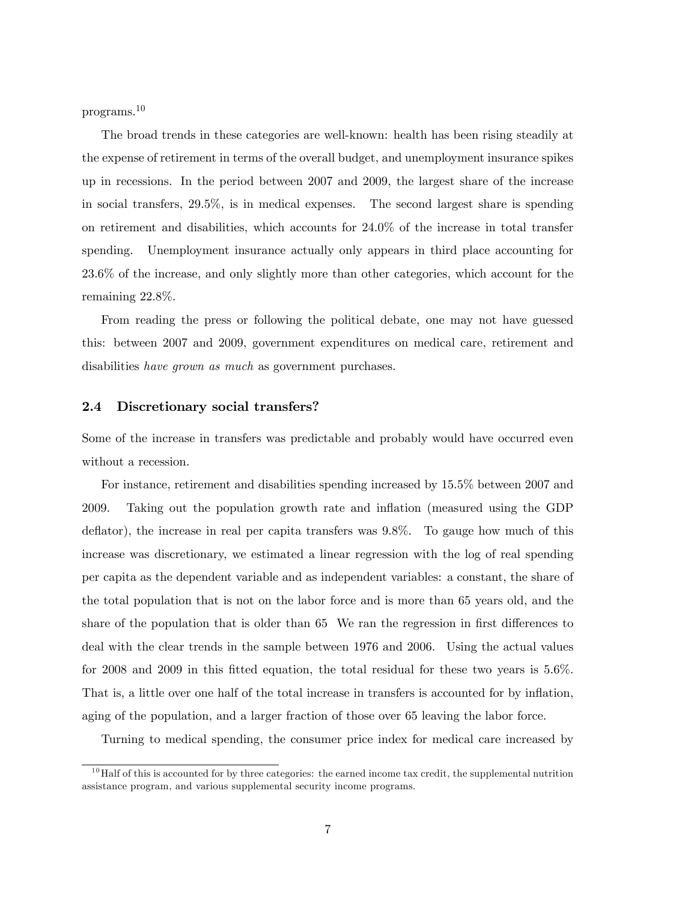programs.[10]

The broad trends in these categories are well-known: health has been rising steadily at the expense of retirement in terms of the overall budget, and unemployment insurance spikes up in recessions. In the period between 2007 and 2009, the largest share of the increase in social transfers, 29.5%, is in medical expenses. The second largest share is spending on retirement and disabilities, which accounts for 24.0% of the increase in total transfer spending. Unemployment insurance actually only appears in third place accounting for 23.6% of the increase, and only slightly more than other categories, which account for the remaining 22.8%.

From reading the press or following the political debate, one may not have guessed this: between 2007 and 2009, government expenditures on medical care, retirement and disabilities *have grown as much* as government purchases.

### 2.4 Discretionary social transfers?

Some of the increase in transfers was predictable and probably would have occurred even without a recession.

For instance, retirement and disabilities spending increased by 15.5% between 2007 and 2009. Taking out the population growth rate and inflation (measured using the GDP deflator), the increase in real per capita transfers was 9.8%. To gauge how much of this increase was discretionary, we estimated a linear regression with the log of real spending per capita as the dependent variable and as independent variables: a constant, the share of the total population that is not on the labor force and is more than 65 years old, and the share of the population that is older than 65 We ran the regression in first differences to deal with the clear trends in the sample between 1976 and 2006. Using the actual values for 2008 and 2009 in this fitted equation, the total residual for these two years is 5.6%. That is, a little over one half of the total increase in transfers is accounted for by inflation, aging of the population, and a larger fraction of those over 65 leaving the labor force.

Turning to medical spending, the consumer price index for medical care increased by

[10] Half of this is accounted for by three categories: the earned income tax credit, the supplemental nutrition assistance program, and various supplemental security income programs.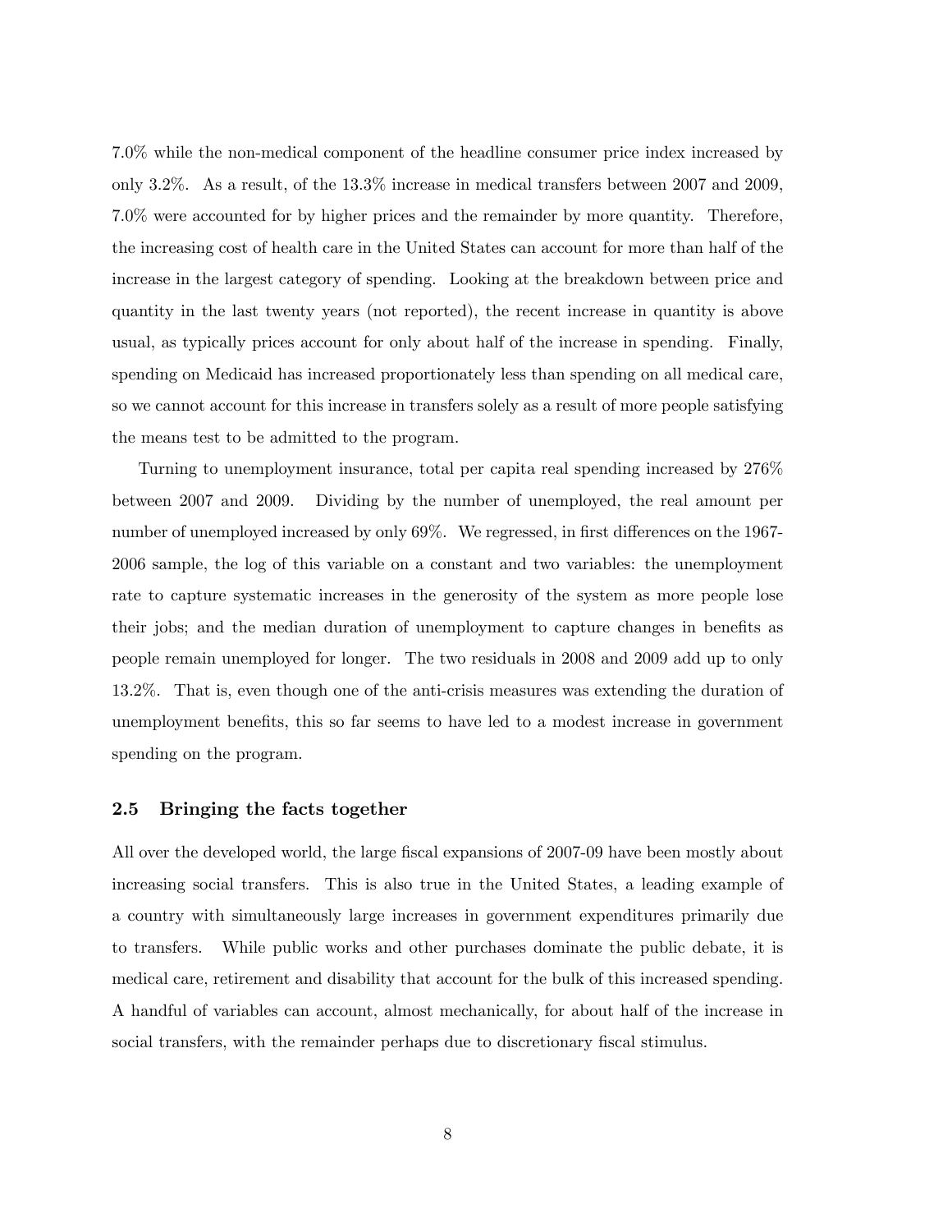7.0% while the non-medical component of the headline consumer price index increased by only 3.2%. As a result, of the 13.3% increase in medical transfers between 2007 and 2009, 7.0% were accounted for by higher prices and the remainder by more quantity. Therefore, the increasing cost of health care in the United States can account for more than half of the increase in the largest category of spending. Looking at the breakdown between price and quantity in the last twenty years (not reported), the recent increase in quantity is above usual, as typically prices account for only about half of the increase in spending. Finally, spending on Medicaid has increased proportionately less than spending on all medical care, so we cannot account for this increase in transfers solely as a result of more people satisfying the means test to be admitted to the program.

Turning to unemployment insurance, total per capita real spending increased by 276% between 2007 and 2009. Dividing by the number of unemployed, the real amount per number of unemployed increased by only 69%. We regressed, in first differences on the 1967-2006 sample, the log of this variable on a constant and two variables: the unemployment rate to capture systematic increases in the generosity of the system as more people lose their jobs; and the median duration of unemployment to capture changes in benefits as people remain unemployed for longer. The two residuals in 2008 and 2009 add up to only 13.2%. That is, even though one of the anti-crisis measures was extending the duration of unemployment benefits, this so far seems to have led to a modest increase in government spending on the program.

### 2.5 Bringing the facts together

All over the developed world, the large fiscal expansions of 2007-09 have been mostly about increasing social transfers. This is also true in the United States, a leading example of a country with simultaneously large increases in government expenditures primarily due to transfers. While public works and other purchases dominate the public debate, it is medical care, retirement and disability that account for the bulk of this increased spending. A handful of variables can account, almost mechanically, for about half of the increase in social transfers, with the remainder perhaps due to discretionary fiscal stimulus.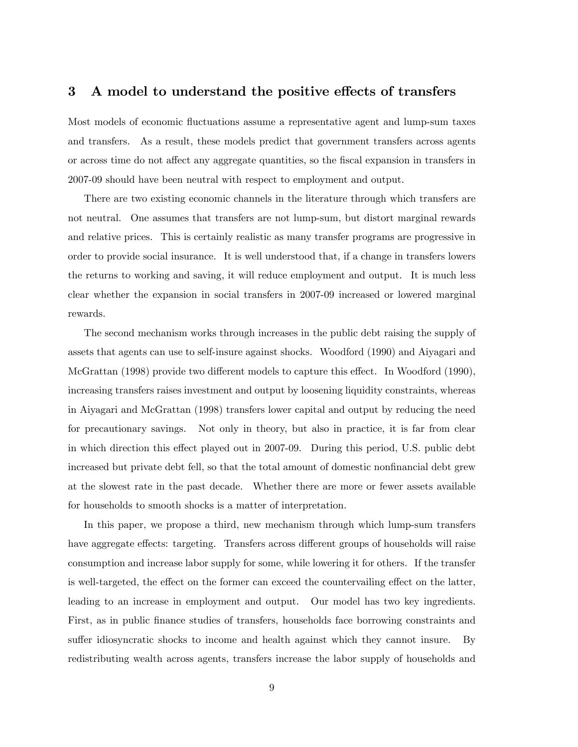## 3 A model to understand the positive effects of transfers

Most models of economic fluctuations assume a representative agent and lump-sum taxes and transfers. As a result, these models predict that government transfers across agents or across time do not affect any aggregate quantities, so the fiscal expansion in transfers in 2007-09 should have been neutral with respect to employment and output.

There are two existing economic channels in the literature through which transfers are not neutral. One assumes that transfers are not lump-sum, but distort marginal rewards and relative prices. This is certainly realistic as many transfer programs are progressive in order to provide social insurance. It is well understood that, if a change in transfers lowers the returns to working and saving, it will reduce employment and output. It is much less clear whether the expansion in social transfers in 2007-09 increased or lowered marginal rewards.

The second mechanism works through increases in the public debt raising the supply of assets that agents can use to self-insure against shocks. Woodford (1990) and Aiyagari and McGrattan (1998) provide two different models to capture this effect. In Woodford (1990), increasing transfers raises investment and output by loosening liquidity constraints, whereas in Aiyagari and McGrattan (1998) transfers lower capital and output by reducing the need for precautionary savings. Not only in theory, but also in practice, it is far from clear in which direction this effect played out in 2007-09. During this period, U.S. public debt increased but private debt fell, so that the total amount of domestic nonfinancial debt grew at the slowest rate in the past decade. Whether there are more or fewer assets available for households to smooth shocks is a matter of interpretation.

In this paper, we propose a third, new mechanism through which lump-sum transfers have aggregate effects: targeting. Transfers across different groups of households will raise consumption and increase labor supply for some, while lowering it for others. If the transfer is well-targeted, the effect on the former can exceed the countervailing effect on the latter, leading to an increase in employment and output. Our model has two key ingredients. First, as in public finance studies of transfers, households face borrowing constraints and suffer idiosyncratic shocks to income and health against which they cannot insure. By redistributing wealth across agents, transfers increase the labor supply of households and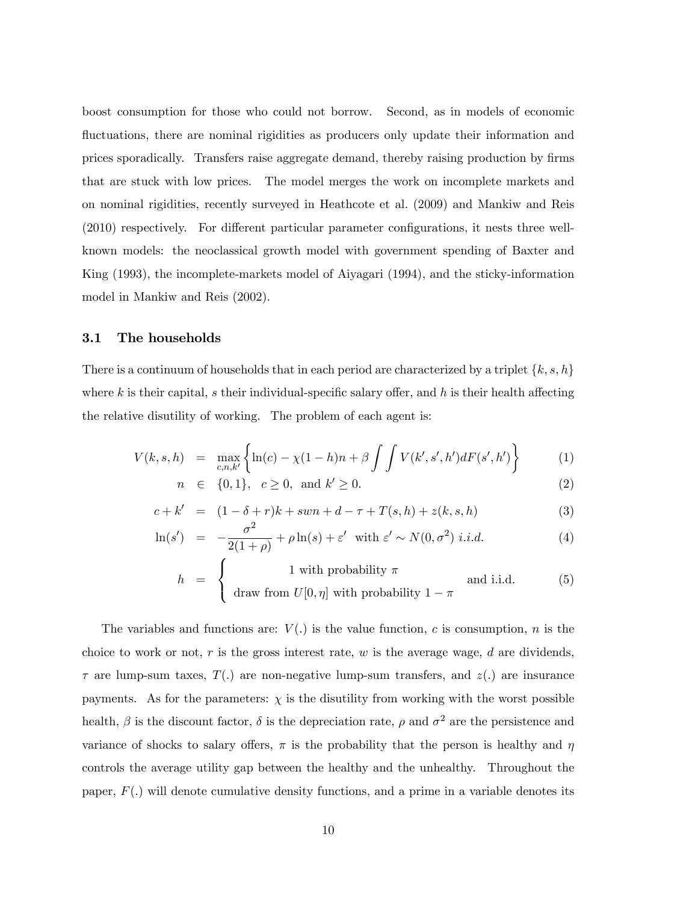boost consumption for those who could not borrow. Second, as in models of economic fluctuations, there are nominal rigidities as producers only update their information and prices sporadically. Transfers raise aggregate demand, thereby raising production by firms that are stuck with low prices. The model merges the work on incomplete markets and on nominal rigidities, recently surveyed in Heathcote et al. (2009) and Mankiw and Reis (2010) respectively. For different particular parameter configurations, it nests three well-known models: the neoclassical growth model with government spending of Baxter and King (1993), the incomplete-markets model of Aiyagari (1994), and the sticky-information model in Mankiw and Reis (2002).

### 3.1 The households

There is a continuum of households that in each period are characterized by a triplet $\{k, s, h\}$ where $k$ is their capital, $s$ their individual-specific salary offer, and $h$ is their health affecting the relative disutility of working. The problem of each agent is:

$$V(k,s,h) = \max_{c,n,k'} \left\{ \ln(c) - \chi(1-h)n + \beta \int \int V(k',s',h') dF(s',h') \right\} \tag{1}$$

$$n \in \{0,1\}, \quad c \geq 0, \text{ and } k' \geq 0. \tag{2}$$

$$c + k' = (1-\delta+r)k + swn + d - \tau + T(s,h) + z(k,s,h) \tag{3}$$

$$\ln(s') = -\frac{\sigma^2}{2(1+\rho)} + \rho \ln(s) + \varepsilon' \text{ with } \varepsilon' \sim N(0,\sigma^2) \text{ } i.i.d. \tag{4}$$

$$h = \begin{cases} 1 \text{ with probability } \pi \\ \text{draw from } U[0,\eta] \text{ with probability } 1-\pi \end{cases} \text{ and i.i.d.} \tag{5}$$

The variables and functions are: $V(.)$ is the value function, $c$ is consumption, $n$ is the choice to work or not, $r$ is the gross interest rate, $w$ is the average wage, $d$ are dividends, $\tau$ are lump-sum taxes, $T(.)$ are non-negative lump-sum transfers, and $z(.)$ are insurance payments. As for the parameters: $\chi$ is the disutility from working with the worst possible health, $\beta$ is the discount factor, $\delta$ is the depreciation rate, $\rho$ and $\sigma^2$ are the persistence and variance of shocks to salary offers, $\pi$ is the probability that the person is healthy and $\eta$ controls the average utility gap between the healthy and the unhealthy. Throughout the paper, $F(.)$ will denote cumulative density functions, and a prime in a variable denotes its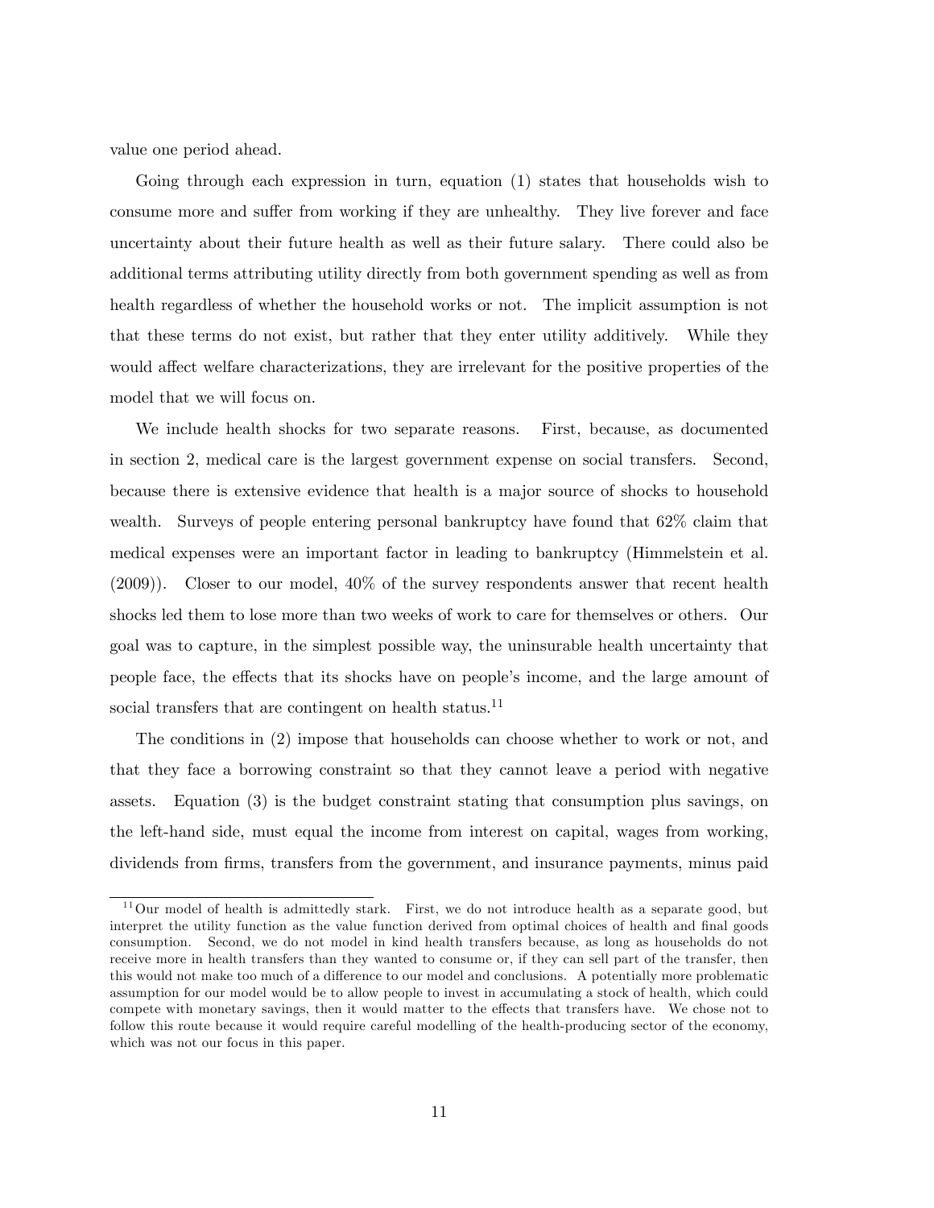value one period ahead.

Going through each expression in turn, equation (1) states that households wish to consume more and suffer from working if they are unhealthy. They live forever and face uncertainty about their future health as well as their future salary. There could also be additional terms attributing utility directly from both government spending as well as from health regardless of whether the household works or not. The implicit assumption is not that these terms do not exist, but rather that they enter utility additively. While they would affect welfare characterizations, they are irrelevant for the positive properties of the model that we will focus on.

We include health shocks for two separate reasons. First, because, as documented in section 2, medical care is the largest government expense on social transfers. Second, because there is extensive evidence that health is a major source of shocks to household wealth. Surveys of people entering personal bankruptcy have found that 62% claim that medical expenses were an important factor in leading to bankruptcy (Himmelstein et al. (2009)). Closer to our model, 40% of the survey respondents answer that recent health shocks led them to lose more than two weeks of work to care for themselves or others. Our goal was to capture, in the simplest possible way, the uninsurable health uncertainty that people face, the effects that its shocks have on people's income, and the large amount of social transfers that are contingent on health status.[11]

The conditions in (2) impose that households can choose whether to work or not, and that they face a borrowing constraint so that they cannot leave a period with negative assets. Equation (3) is the budget constraint stating that consumption plus savings, on the left-hand side, must equal the income from interest on capital, wages from working, dividends from firms, transfers from the government, and insurance payments, minus paid

[11] Our model of health is admittedly stark. First, we do not introduce health as a separate good, but interpret the utility function as the value function derived from optimal choices of health and final goods consumption. Second, we do not model in kind health transfers because, as long as households do not receive more in health transfers than they wanted to consume or, if they can sell part of the transfer, then this would not make too much of a difference to our model and conclusions. A potentially more problematic assumption for our model would be to allow people to invest in accumulating a stock of health, which could compete with monetary savings, then it would matter to the effects that transfers have. We chose not to follow this route because it would require careful modelling of the health-producing sector of the economy, which was not our focus in this paper.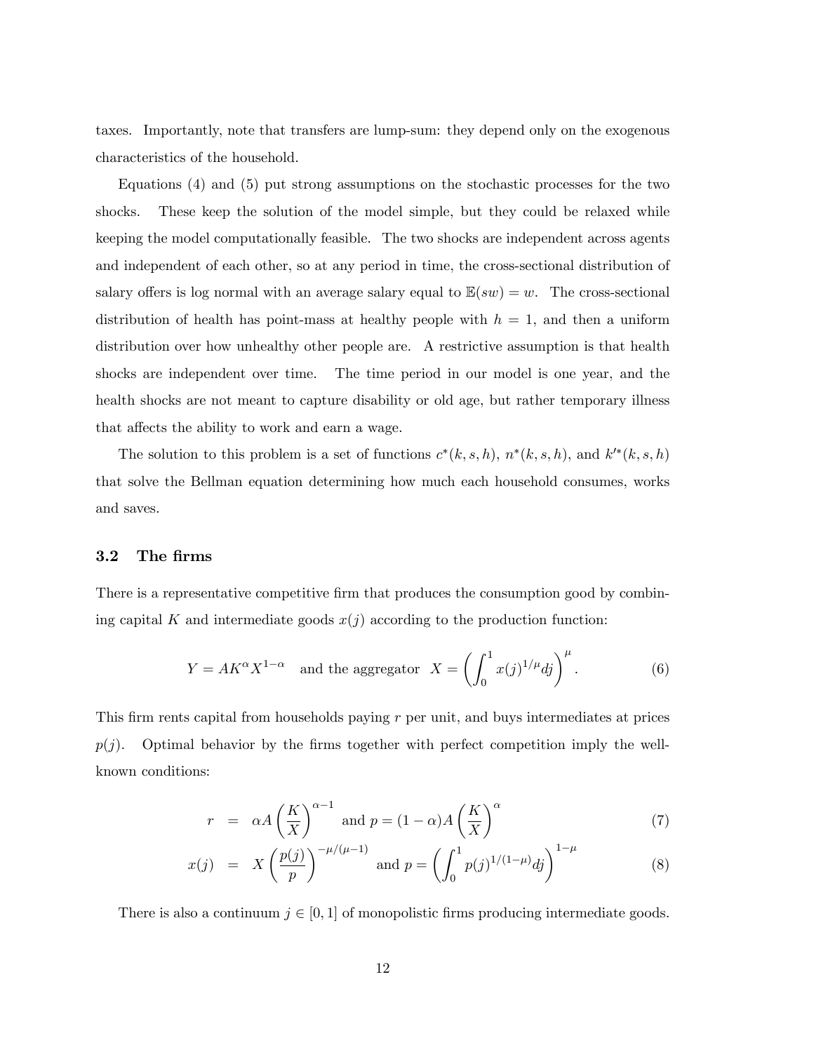taxes. Importantly, note that transfers are lump-sum: they depend only on the exogenous characteristics of the household.

Equations (4) and (5) put strong assumptions on the stochastic processes for the two shocks. These keep the solution of the model simple, but they could be relaxed while keeping the model computationally feasible. The two shocks are independent across agents and independent of each other, so at any period in time, the cross-sectional distribution of salary offers is log normal with an average salary equal to $\mathbb{E}(sw) = w$. The cross-sectional distribution of health has point-mass at healthy people with $h = 1$, and then a uniform distribution over how unhealthy other people are. A restrictive assumption is that health shocks are independent over time. The time period in our model is one year, and the health shocks are not meant to capture disability or old age, but rather temporary illness that affects the ability to work and earn a wage.

The solution to this problem is a set of functions $c^*(k, s, h)$, $n^*(k, s, h)$, and $k'^*(k, s, h)$ that solve the Bellman equation determining how much each household consumes, works and saves.

### 3.2 The firms

There is a representative competitive firm that produces the consumption good by combining capital $K$ and intermediate goods $x(j)$ according to the production function:

$$Y = AK^{\alpha}X^{1-\alpha} \quad \text{and the aggregator} \quad X = \left(\int_0^1 x(j)^{1/\mu}dj\right)^{\mu}. \tag{6}$$

This firm rents capital from households paying $r$ per unit, and buys intermediates at prices $p(j)$. Optimal behavior by the firms together with perfect competition imply the well-known conditions:

$$r = \alpha A\left(\frac{K}{X}\right)^{\alpha-1} \text{ and } p = (1-\alpha)A\left(\frac{K}{X}\right)^{\alpha} \tag{7}$$

$$x(j) = X\left(\frac{p(j)}{p}\right)^{-\mu/(\mu-1)} \text{ and } p = \left(\int_0^1 p(j)^{1/(1-\mu)}dj\right)^{1-\mu} \tag{8}$$

There is also a continuum $j \in [0, 1]$ of monopolistic firms producing intermediate goods.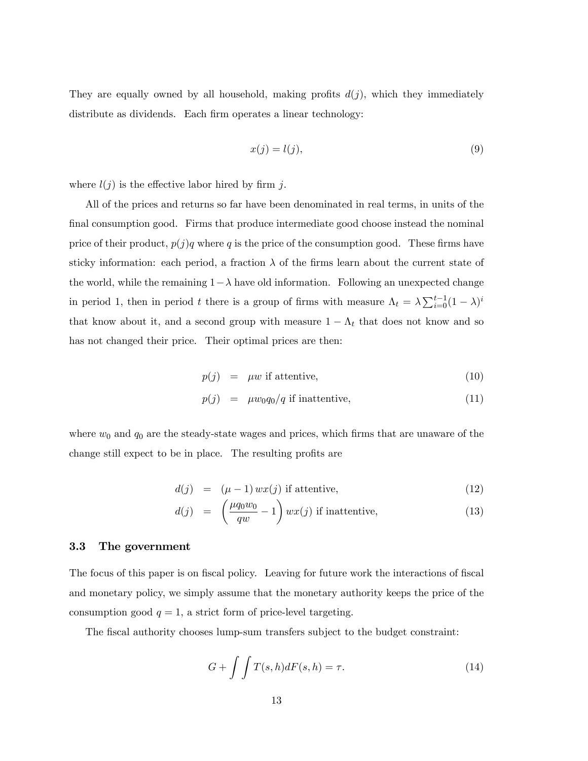They are equally owned by all household, making profits $d(j)$, which they immediately distribute as dividends. Each firm operates a linear technology:

$$x(j) = l(j), \tag{9}$$

where $l(j)$ is the effective labor hired by firm $j$.

All of the prices and returns so far have been denominated in real terms, in units of the final consumption good. Firms that produce intermediate good choose instead the nominal price of their product, $p(j)q$ where $q$ is the price of the consumption good. These firms have sticky information: each period, a fraction $\lambda$ of the firms learn about the current state of the world, while the remaining $1-\lambda$ have old information. Following an unexpected change in period 1, then in period $t$ there is a group of firms with measure $\Lambda_t = \lambda \sum_{i=0}^{t-1}(1-\lambda)^i$ that know about it, and a second group with measure $1 - \Lambda_t$ that does not know and so has not changed their price. Their optimal prices are then:

$$p(j) = \mu w \text{ if attentive,} \tag{10}$$

$$p(j) = \mu w_0 q_0 / q \text{ if inattentive,} \tag{11}$$

where $w_0$ and $q_0$ are the steady-state wages and prices, which firms that are unaware of the change still expect to be in place. The resulting profits are

$$d(j) = (\mu - 1)\, w x(j) \text{ if attentive,} \tag{12}$$

$$d(j) = \left( \frac{\mu q_0 w_0}{q w} - 1 \right) w x(j) \text{ if inattentive,} \tag{13}$$

### 3.3 The government

The focus of this paper is on fiscal policy. Leaving for future work the interactions of fiscal and monetary policy, we simply assume that the monetary authority keeps the price of the consumption good $q = 1$, a strict form of price-level targeting.

The fiscal authority chooses lump-sum transfers subject to the budget constraint:

$$G + \int \int T(s,h) dF(s,h) = \tau. \tag{14}$$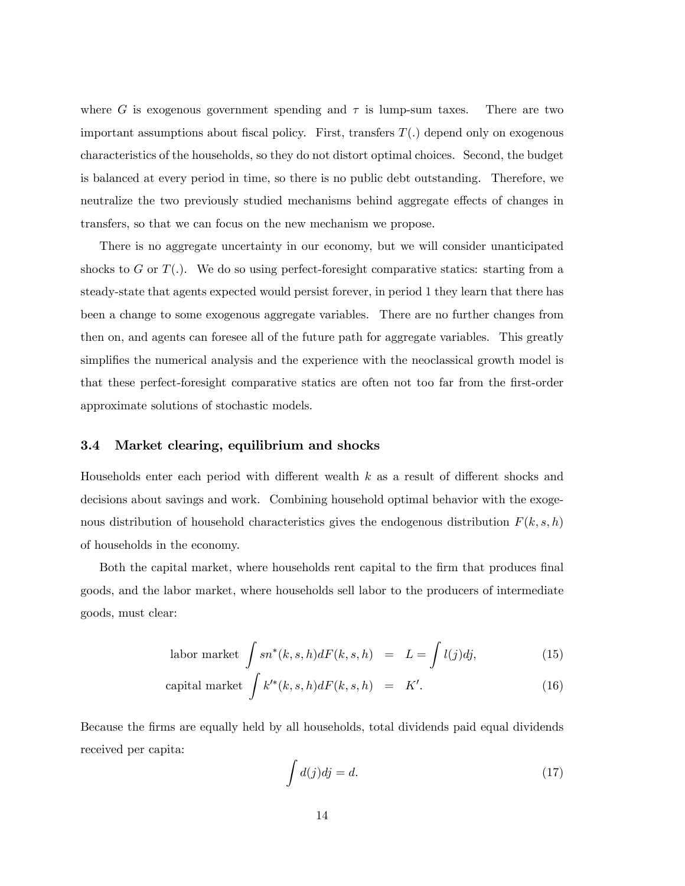where $G$ is exogenous government spending and $\tau$ is lump-sum taxes. There are two important assumptions about fiscal policy. First, transfers $T(.)$ depend only on exogenous characteristics of the households, so they do not distort optimal choices. Second, the budget is balanced at every period in time, so there is no public debt outstanding. Therefore, we neutralize the two previously studied mechanisms behind aggregate effects of changes in transfers, so that we can focus on the new mechanism we propose.

There is no aggregate uncertainty in our economy, but we will consider unanticipated shocks to $G$ or $T(.)$. We do so using perfect-foresight comparative statics: starting from a steady-state that agents expected would persist forever, in period 1 they learn that there has been a change to some exogenous aggregate variables. There are no further changes from then on, and agents can foresee all of the future path for aggregate variables. This greatly simplifies the numerical analysis and the experience with the neoclassical growth model is that these perfect-foresight comparative statics are often not too far from the first-order approximate solutions of stochastic models.

### 3.4 Market clearing, equilibrium and shocks

Households enter each period with different wealth $k$ as a result of different shocks and decisions about savings and work. Combining household optimal behavior with the exogenous distribution of household characteristics gives the endogenous distribution $F(k, s, h)$ of households in the economy.

Both the capital market, where households rent capital to the firm that produces final goods, and the labor market, where households sell labor to the producers of intermediate goods, must clear:

$$\text{labor market} \int sn^*(k,s,h)dF(k,s,h) = L = \int l(j)dj, \tag{15}$$

$$\text{capital market} \int k'^*(k,s,h)dF(k,s,h) = K'. \tag{16}$$

Because the firms are equally held by all households, total dividends paid equal dividends received per capita:

$$\int d(j)dj = d. \tag{17}$$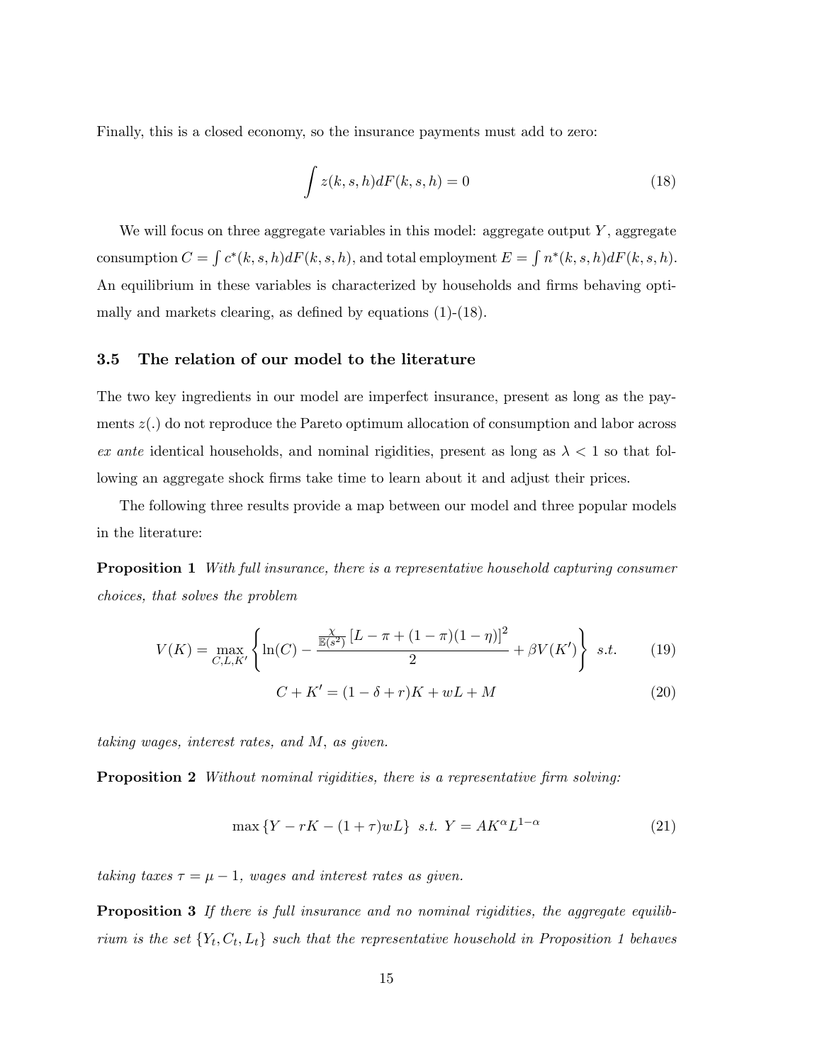Finally, this is a closed economy, so the insurance payments must add to zero:

$$\int z(k, s, h) dF(k, s, h) = 0 \tag{18}$$

We will focus on three aggregate variables in this model: aggregate output $Y$, aggregate consumption $C = \int c^*(k, s, h) dF(k, s, h)$, and total employment $E = \int n^*(k, s, h) dF(k, s, h)$. An equilibrium in these variables is characterized by households and firms behaving optimally and markets clearing, as defined by equations (1)-(18).

### 3.5 The relation of our model to the literature

The two key ingredients in our model are imperfect insurance, present as long as the payments $z(.)$ do not reproduce the Pareto optimum allocation of consumption and labor across *ex ante* identical households, and nominal rigidities, present as long as $\lambda < 1$ so that following an aggregate shock firms take time to learn about it and adjust their prices.

The following three results provide a map between our model and three popular models in the literature:

**Proposition 1** *With full insurance, there is a representative household capturing consumer choices, that solves the problem*

$$V(K) = \max_{C,L,K'} \left\{ \ln(C) - \frac{\frac{\chi}{\mathbb{E}(s^2)} \left[ L - \pi + (1-\pi)(1-\eta) \right]^2}{2} + \beta V(K') \right\} \;\; s.t. \tag{19}$$

$$C + K' = (1 - \delta + r)K + wL + M \tag{20}$$

*taking wages, interest rates, and $M$, as given.*

**Proposition 2** *Without nominal rigidities, there is a representative firm solving:*

$$\max \left\{ Y - rK - (1+\tau)wL \right\} \;\; s.t. \;\; Y = AK^{\alpha} L^{1-\alpha} \tag{21}$$

*taking taxes $\tau = \mu - 1$, wages and interest rates as given.*

**Proposition 3** *If there is full insurance and no nominal rigidities, the aggregate equilibrium is the set $\{Y_t, C_t, L_t\}$ such that the representative household in Proposition 1 behaves*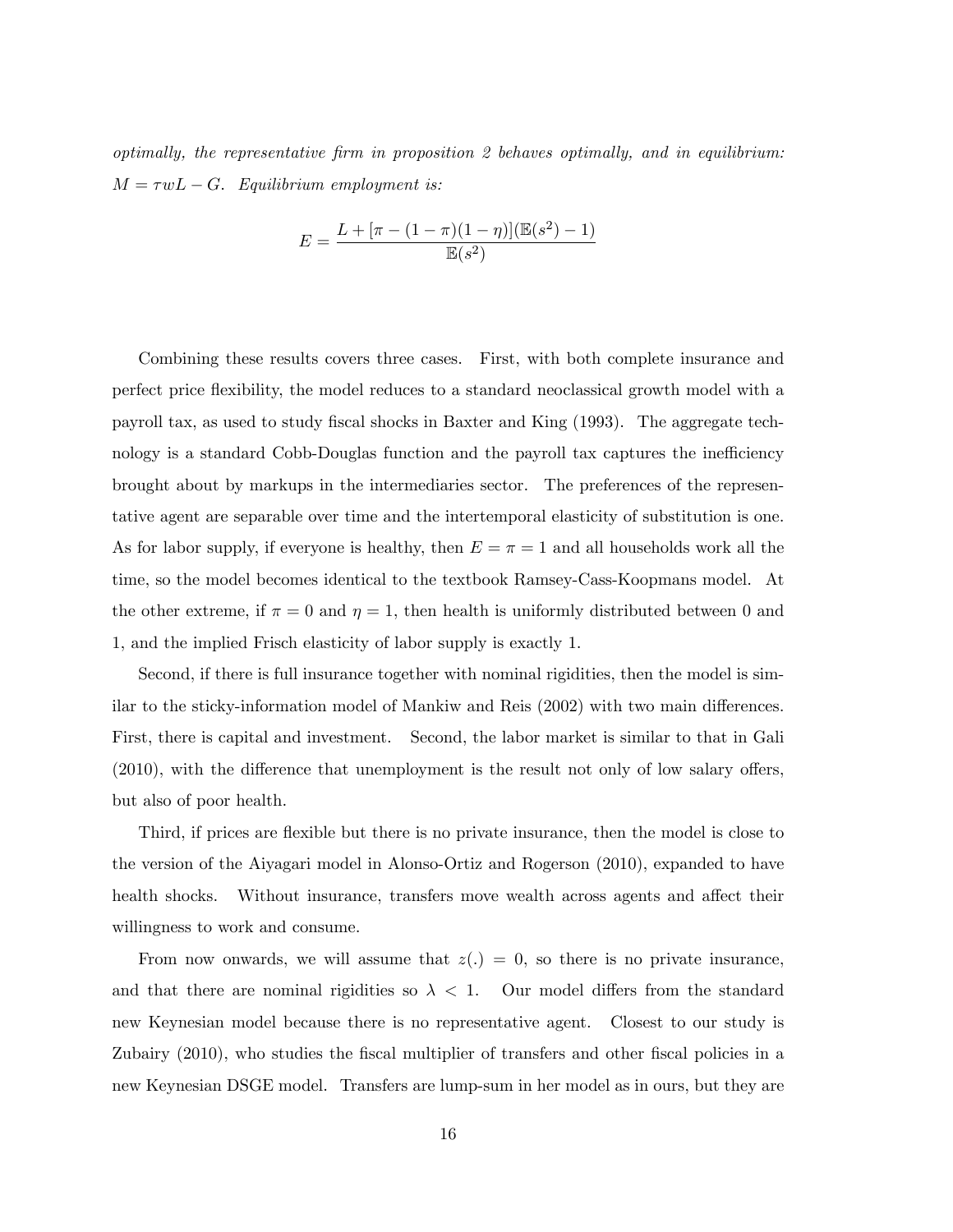*optimally, the representative firm in proposition 2 behaves optimally, and in equilibrium: $M = \tau w L - G$. Equilibrium employment is:*

$$E = \frac{L + [\pi - (1-\pi)(1-\eta)](\mathbb{E}(s^2) - 1)}{\mathbb{E}(s^2)}$$

Combining these results covers three cases. First, with both complete insurance and perfect price flexibility, the model reduces to a standard neoclassical growth model with a payroll tax, as used to study fiscal shocks in Baxter and King (1993). The aggregate technology is a standard Cobb-Douglas function and the payroll tax captures the inefficiency brought about by markups in the intermediaries sector. The preferences of the representative agent are separable over time and the intertemporal elasticity of substitution is one. As for labor supply, if everyone is healthy, then $E = \pi = 1$ and all households work all the time, so the model becomes identical to the textbook Ramsey-Cass-Koopmans model. At the other extreme, if $\pi = 0$ and $\eta = 1$, then health is uniformly distributed between 0 and 1, and the implied Frisch elasticity of labor supply is exactly 1.

Second, if there is full insurance together with nominal rigidities, then the model is similar to the sticky-information model of Mankiw and Reis (2002) with two main differences. First, there is capital and investment. Second, the labor market is similar to that in Gali (2010), with the difference that unemployment is the result not only of low salary offers, but also of poor health.

Third, if prices are flexible but there is no private insurance, then the model is close to the version of the Aiyagari model in Alonso-Ortiz and Rogerson (2010), expanded to have health shocks. Without insurance, transfers move wealth across agents and affect their willingness to work and consume.

From now onwards, we will assume that $z(.) = 0$, so there is no private insurance, and that there are nominal rigidities so $\lambda < 1$. Our model differs from the standard new Keynesian model because there is no representative agent. Closest to our study is Zubairy (2010), who studies the fiscal multiplier of transfers and other fiscal policies in a new Keynesian DSGE model. Transfers are lump-sum in her model as in ours, but they are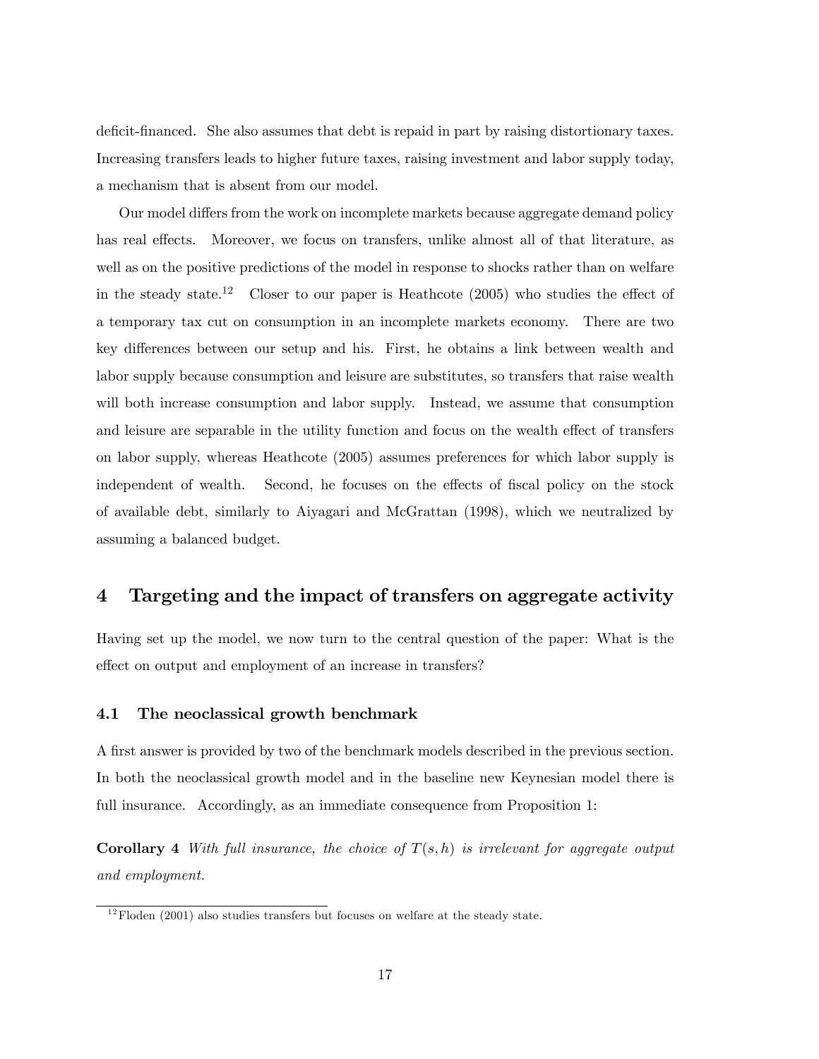deficit-financed. She also assumes that debt is repaid in part by raising distortionary taxes. Increasing transfers leads to higher future taxes, raising investment and labor supply today, a mechanism that is absent from our model.

Our model differs from the work on incomplete markets because aggregate demand policy has real effects. Moreover, we focus on transfers, unlike almost all of that literature, as well as on the positive predictions of the model in response to shocks rather than on welfare in the steady state.[12] Closer to our paper is Heathcote (2005) who studies the effect of a temporary tax cut on consumption in an incomplete markets economy. There are two key differences between our setup and his. First, he obtains a link between wealth and labor supply because consumption and leisure are substitutes, so transfers that raise wealth will both increase consumption and labor supply. Instead, we assume that consumption and leisure are separable in the utility function and focus on the wealth effect of transfers on labor supply, whereas Heathcote (2005) assumes preferences for which labor supply is independent of wealth. Second, he focuses on the effects of fiscal policy on the stock of available debt, similarly to Aiyagari and McGrattan (1998), which we neutralized by assuming a balanced budget.

# 4 Targeting and the impact of transfers on aggregate activity

Having set up the model, we now turn to the central question of the paper: What is the effect on output and employment of an increase in transfers?

## 4.1 The neoclassical growth benchmark

A first answer is provided by two of the benchmark models described in the previous section. In both the neoclassical growth model and in the baseline new Keynesian model there is full insurance. Accordingly, as an immediate consequence from Proposition 1:

**Corollary 4** *With full insurance, the choice of $T(s, h)$ is irrelevant for aggregate output and employment.*

[12] Floden (2001) also studies transfers but focuses on welfare at the steady state.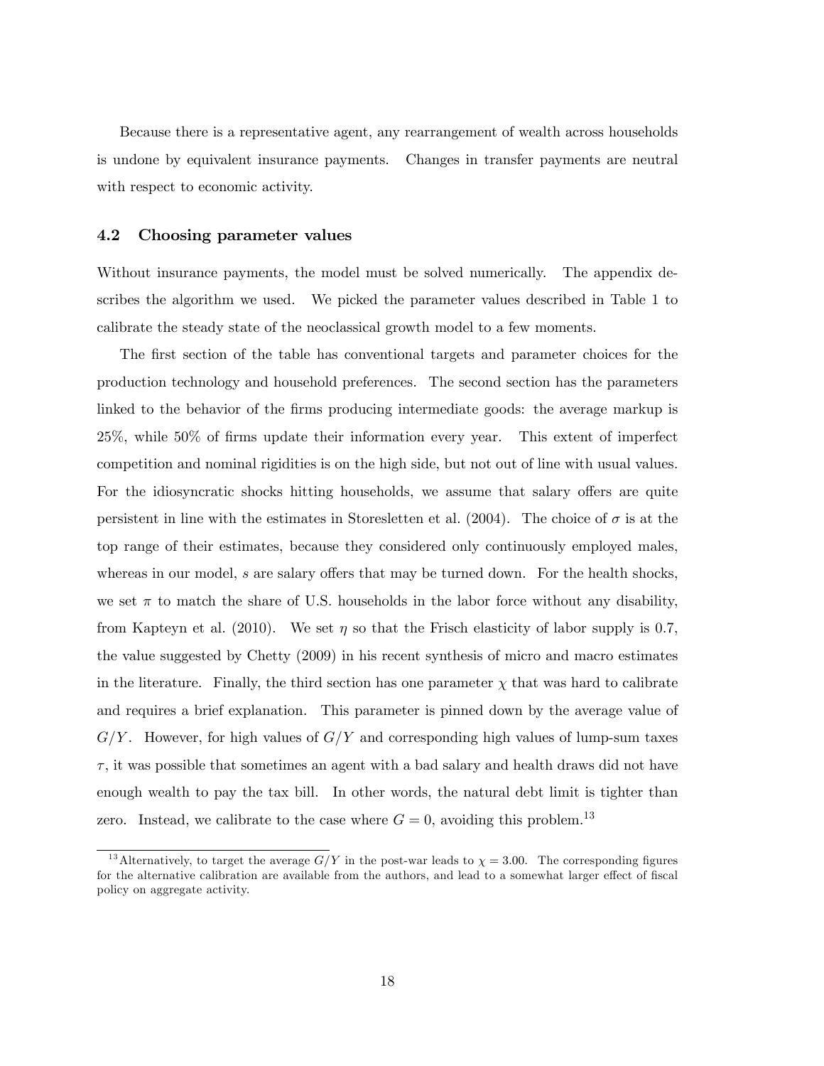Because there is a representative agent, any rearrangement of wealth across households is undone by equivalent insurance payments. Changes in transfer payments are neutral with respect to economic activity.

### 4.2 Choosing parameter values

Without insurance payments, the model must be solved numerically. The appendix describes the algorithm we used. We picked the parameter values described in Table 1 to calibrate the steady state of the neoclassical growth model to a few moments.

The first section of the table has conventional targets and parameter choices for the production technology and household preferences. The second section has the parameters linked to the behavior of the firms producing intermediate goods: the average markup is 25%, while 50% of firms update their information every year. This extent of imperfect competition and nominal rigidities is on the high side, but not out of line with usual values. For the idiosyncratic shocks hitting households, we assume that salary offers are quite persistent in line with the estimates in Storesletten et al. (2004). The choice of $\sigma$ is at the top range of their estimates, because they considered only continuously employed males, whereas in our model, $s$ are salary offers that may be turned down. For the health shocks, we set $\pi$ to match the share of U.S. households in the labor force without any disability, from Kapteyn et al. (2010). We set $\eta$ so that the Frisch elasticity of labor supply is 0.7, the value suggested by Chetty (2009) in his recent synthesis of micro and macro estimates in the literature. Finally, the third section has one parameter $\chi$ that was hard to calibrate and requires a brief explanation. This parameter is pinned down by the average value of $G/Y$. However, for high values of $G/Y$ and corresponding high values of lump-sum taxes $\tau$, it was possible that sometimes an agent with a bad salary and health draws did not have enough wealth to pay the tax bill. In other words, the natural debt limit is tighter than zero. Instead, we calibrate to the case where $G = 0$, avoiding this problem.[13]

[13] Alternatively, to target the average $G/Y$ in the post-war leads to $\chi = 3.00$. The corresponding figures for the alternative calibration are available from the authors, and lead to a somewhat larger effect of fiscal policy on aggregate activity.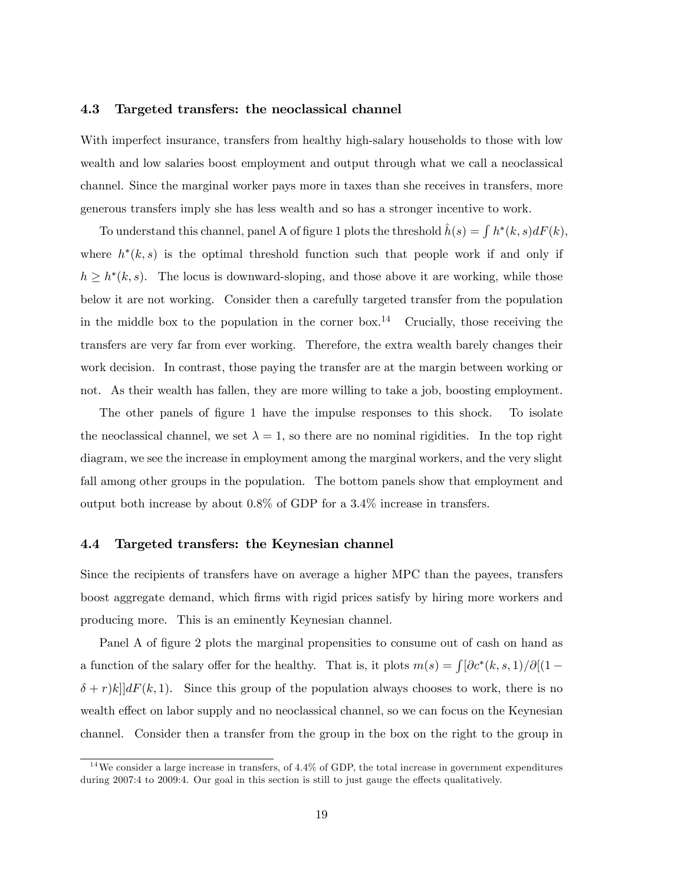### 4.3 Targeted transfers: the neoclassical channel

With imperfect insurance, transfers from healthy high-salary households to those with low wealth and low salaries boost employment and output through what we call a neoclassical channel. Since the marginal worker pays more in taxes than she receives in transfers, more generous transfers imply she has less wealth and so has a stronger incentive to work.

To understand this channel, panel A of figure 1 plots the threshold $\hat{h}(s) = \int h^*(k,s)dF(k)$, where $h^*(k,s)$ is the optimal threshold function such that people work if and only if $h \geq h^*(k,s)$. The locus is downward-sloping, and those above it are working, while those below it are not working. Consider then a carefully targeted transfer from the population in the middle box to the population in the corner box.[14] Crucially, those receiving the transfers are very far from ever working. Therefore, the extra wealth barely changes their work decision. In contrast, those paying the transfer are at the margin between working or not. As their wealth has fallen, they are more willing to take a job, boosting employment.

The other panels of figure 1 have the impulse responses to this shock. To isolate the neoclassical channel, we set $\lambda = 1$, so there are no nominal rigidities. In the top right diagram, we see the increase in employment among the marginal workers, and the very slight fall among other groups in the population. The bottom panels show that employment and output both increase by about 0.8% of GDP for a 3.4% increase in transfers.

### 4.4 Targeted transfers: the Keynesian channel

Since the recipients of transfers have on average a higher MPC than the payees, transfers boost aggregate demand, which firms with rigid prices satisfy by hiring more workers and producing more. This is an eminently Keynesian channel.

Panel A of figure 2 plots the marginal propensities to consume out of cash on hand as a function of the salary offer for the healthy. That is, it plots $m(s) = \int [\partial c^*(k,s,1)/\partial[(1-\delta+r)k]]dF(k,1)$. Since this group of the population always chooses to work, there is no wealth effect on labor supply and no neoclassical channel, so we can focus on the Keynesian channel. Consider then a transfer from the group in the box on the right to the group in

[14] We consider a large increase in transfers, of 4.4% of GDP, the total increase in government expenditures during 2007:4 to 2009:4. Our goal in this section is still to just gauge the effects qualitatively.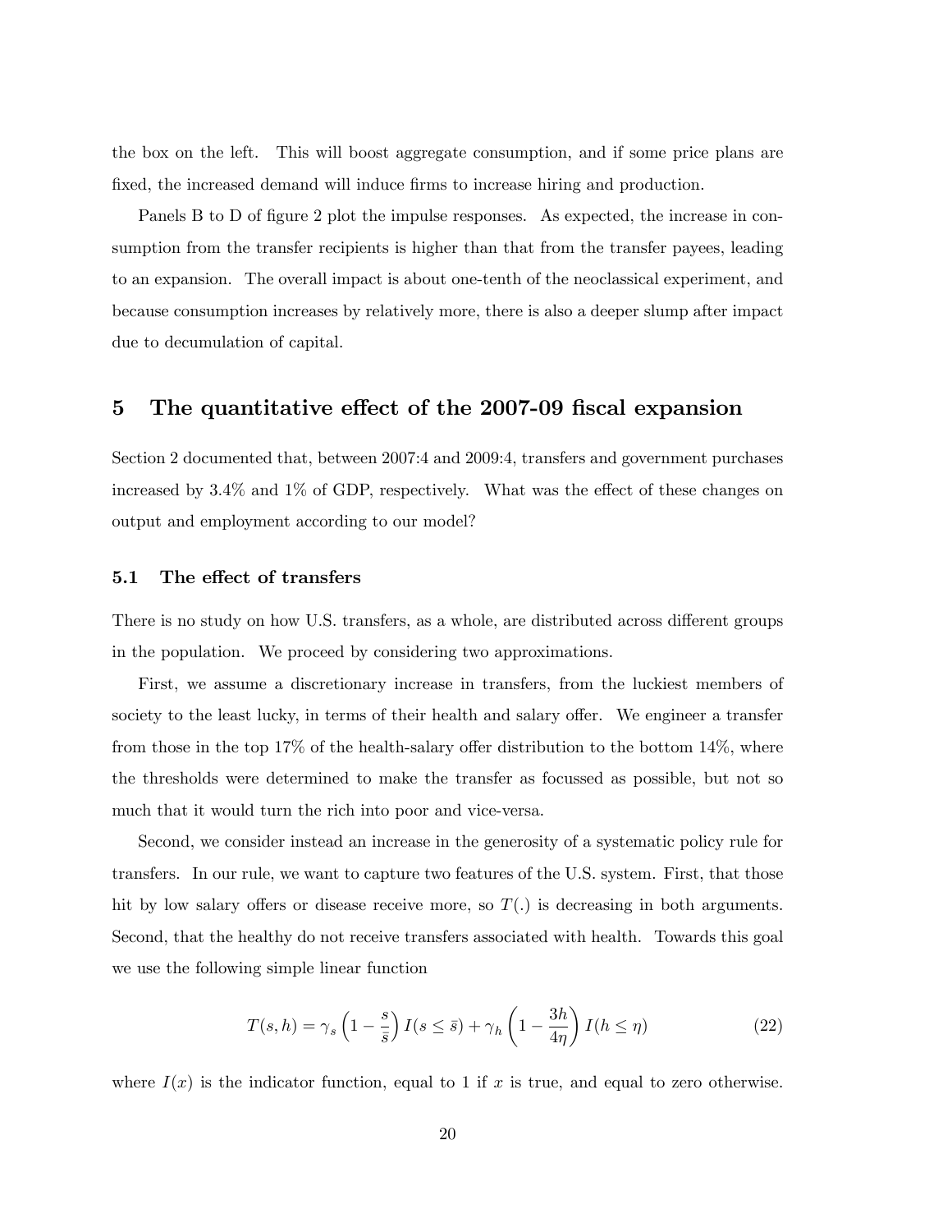the box on the left. This will boost aggregate consumption, and if some price plans are fixed, the increased demand will induce firms to increase hiring and production.

Panels B to D of figure 2 plot the impulse responses. As expected, the increase in consumption from the transfer recipients is higher than that from the transfer payees, leading to an expansion. The overall impact is about one-tenth of the neoclassical experiment, and because consumption increases by relatively more, there is also a deeper slump after impact due to decumulation of capital.

## 5 The quantitative effect of the 2007-09 fiscal expansion

Section 2 documented that, between 2007:4 and 2009:4, transfers and government purchases increased by 3.4% and 1% of GDP, respectively. What was the effect of these changes on output and employment according to our model?

### 5.1 The effect of transfers

There is no study on how U.S. transfers, as a whole, are distributed across different groups in the population. We proceed by considering two approximations.

First, we assume a discretionary increase in transfers, from the luckiest members of society to the least lucky, in terms of their health and salary offer. We engineer a transfer from those in the top 17% of the health-salary offer distribution to the bottom 14%, where the thresholds were determined to make the transfer as focussed as possible, but not so much that it would turn the rich into poor and vice-versa.

Second, we consider instead an increase in the generosity of a systematic policy rule for transfers. In our rule, we want to capture two features of the U.S. system. First, that those hit by low salary offers or disease receive more, so $T(.)$ is decreasing in both arguments. Second, that the healthy do not receive transfers associated with health. Towards this goal we use the following simple linear function

$$T(s, h) = \gamma_s \left(1 - \frac{s}{\bar{s}}\right) I(s \leq \bar{s}) + \gamma_h \left(1 - \frac{3h}{4\eta}\right) I(h \leq \eta) \tag{22}$$

where $I(x)$ is the indicator function, equal to 1 if $x$ is true, and equal to zero otherwise.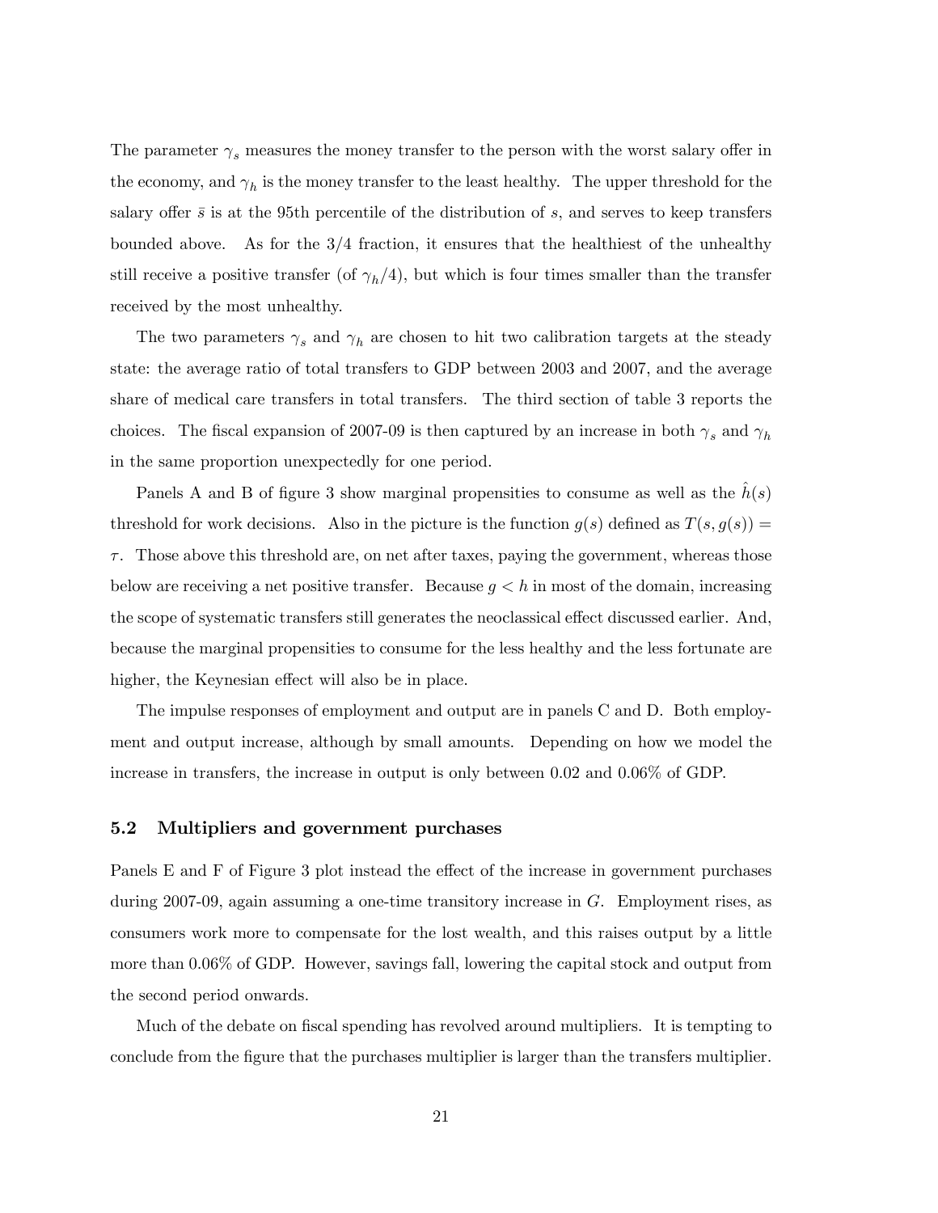The parameter $\gamma_s$ measures the money transfer to the person with the worst salary offer in the economy, and $\gamma_h$ is the money transfer to the least healthy. The upper threshold for the salary offer $\bar{s}$ is at the 95th percentile of the distribution of $s$, and serves to keep transfers bounded above. As for the 3/4 fraction, it ensures that the healthiest of the unhealthy still receive a positive transfer (of $\gamma_h/4$), but which is four times smaller than the transfer received by the most unhealthy.

The two parameters $\gamma_s$ and $\gamma_h$ are chosen to hit two calibration targets at the steady state: the average ratio of total transfers to GDP between 2003 and 2007, and the average share of medical care transfers in total transfers. The third section of table 3 reports the choices. The fiscal expansion of 2007-09 is then captured by an increase in both $\gamma_s$ and $\gamma_h$ in the same proportion unexpectedly for one period.

Panels A and B of figure 3 show marginal propensities to consume as well as the $\hat{h}(s)$ threshold for work decisions. Also in the picture is the function $g(s)$ defined as $T(s, g(s)) = \tau$. Those above this threshold are, on net after taxes, paying the government, whereas those below are receiving a net positive transfer. Because $g < h$ in most of the domain, increasing the scope of systematic transfers still generates the neoclassical effect discussed earlier. And, because the marginal propensities to consume for the less healthy and the less fortunate are higher, the Keynesian effect will also be in place.

The impulse responses of employment and output are in panels C and D. Both employment and output increase, although by small amounts. Depending on how we model the increase in transfers, the increase in output is only between 0.02 and 0.06% of GDP.

### 5.2 Multipliers and government purchases

Panels E and F of Figure 3 plot instead the effect of the increase in government purchases during 2007-09, again assuming a one-time transitory increase in $G$. Employment rises, as consumers work more to compensate for the lost wealth, and this raises output by a little more than 0.06% of GDP. However, savings fall, lowering the capital stock and output from the second period onwards.

Much of the debate on fiscal spending has revolved around multipliers. It is tempting to conclude from the figure that the purchases multiplier is larger than the transfers multiplier.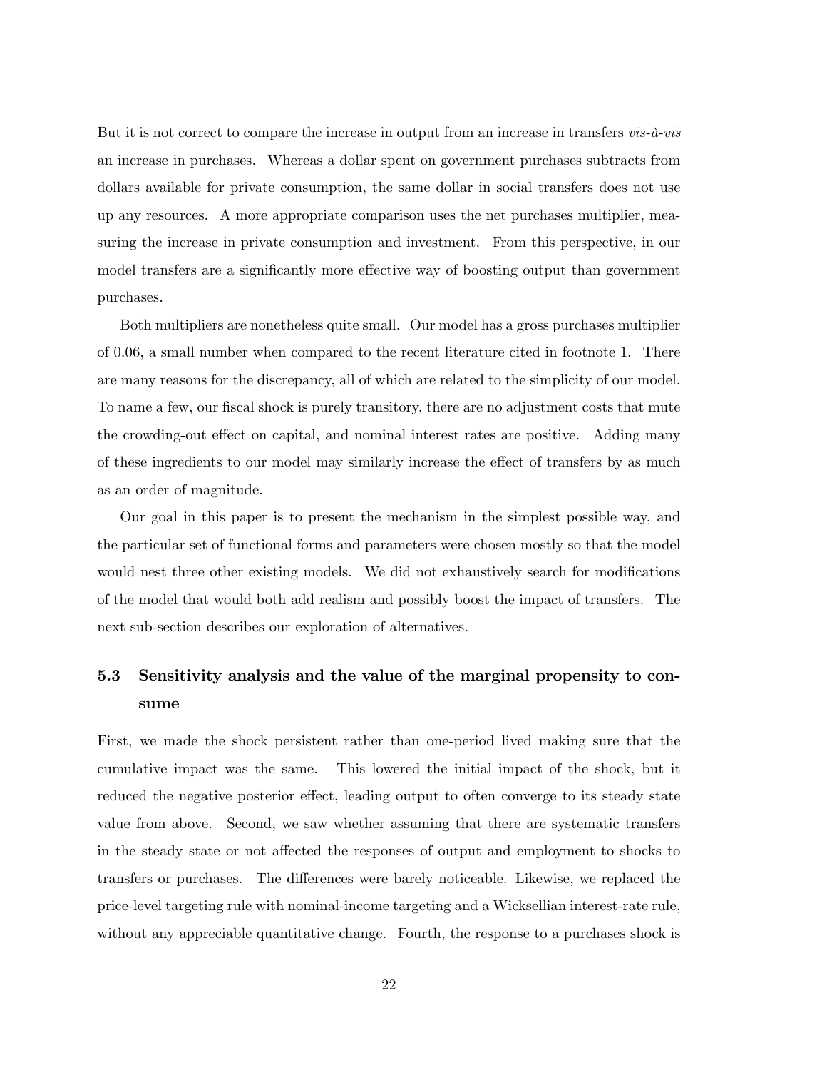But it is not correct to compare the increase in output from an increase in transfers *vis-à-vis* an increase in purchases. Whereas a dollar spent on government purchases subtracts from dollars available for private consumption, the same dollar in social transfers does not use up any resources. A more appropriate comparison uses the net purchases multiplier, measuring the increase in private consumption and investment. From this perspective, in our model transfers are a significantly more effective way of boosting output than government purchases.

Both multipliers are nonetheless quite small. Our model has a gross purchases multiplier of 0.06, a small number when compared to the recent literature cited in footnote 1. There are many reasons for the discrepancy, all of which are related to the simplicity of our model. To name a few, our fiscal shock is purely transitory, there are no adjustment costs that mute the crowding-out effect on capital, and nominal interest rates are positive. Adding many of these ingredients to our model may similarly increase the effect of transfers by as much as an order of magnitude.

Our goal in this paper is to present the mechanism in the simplest possible way, and the particular set of functional forms and parameters were chosen mostly so that the model would nest three other existing models. We did not exhaustively search for modifications of the model that would both add realism and possibly boost the impact of transfers. The next sub-section describes our exploration of alternatives.

### 5.3 Sensitivity analysis and the value of the marginal propensity to consume

First, we made the shock persistent rather than one-period lived making sure that the cumulative impact was the same. This lowered the initial impact of the shock, but it reduced the negative posterior effect, leading output to often converge to its steady state value from above. Second, we saw whether assuming that there are systematic transfers in the steady state or not affected the responses of output and employment to shocks to transfers or purchases. The differences were barely noticeable. Likewise, we replaced the price-level targeting rule with nominal-income targeting and a Wicksellian interest-rate rule, without any appreciable quantitative change. Fourth, the response to a purchases shock is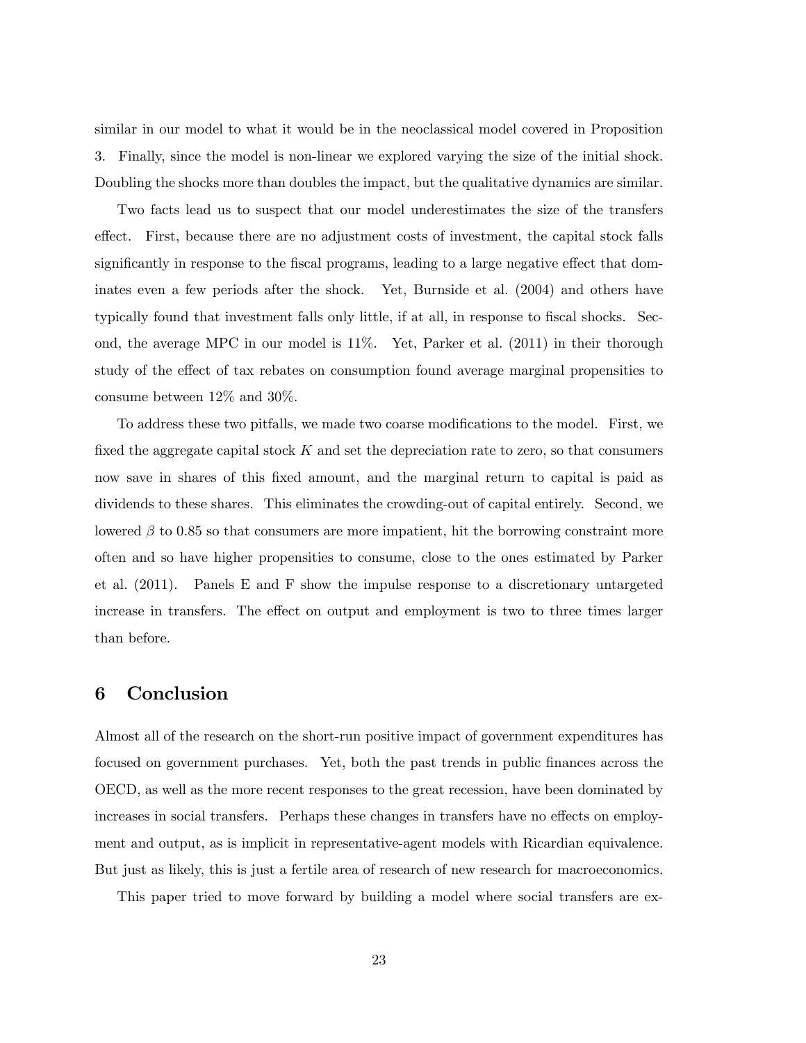similar in our model to what it would be in the neoclassical model covered in Proposition 3. Finally, since the model is non-linear we explored varying the size of the initial shock. Doubling the shocks more than doubles the impact, but the qualitative dynamics are similar.

Two facts lead us to suspect that our model underestimates the size of the transfers effect. First, because there are no adjustment costs of investment, the capital stock falls significantly in response to the fiscal programs, leading to a large negative effect that dominates even a few periods after the shock. Yet, Burnside et al. (2004) and others have typically found that investment falls only little, if at all, in response to fiscal shocks. Second, the average MPC in our model is 11%. Yet, Parker et al. (2011) in their thorough study of the effect of tax rebates on consumption found average marginal propensities to consume between 12% and 30%.

To address these two pitfalls, we made two coarse modifications to the model. First, we fixed the aggregate capital stock $K$ and set the depreciation rate to zero, so that consumers now save in shares of this fixed amount, and the marginal return to capital is paid as dividends to these shares. This eliminates the crowding-out of capital entirely. Second, we lowered $\beta$ to 0.85 so that consumers are more impatient, hit the borrowing constraint more often and so have higher propensities to consume, close to the ones estimated by Parker et al. (2011). Panels E and F show the impulse response to a discretionary untargeted increase in transfers. The effect on output and employment is two to three times larger than before.

## 6 Conclusion

Almost all of the research on the short-run positive impact of government expenditures has focused on government purchases. Yet, both the past trends in public finances across the OECD, as well as the more recent responses to the great recession, have been dominated by increases in social transfers. Perhaps these changes in transfers have no effects on employment and output, as is implicit in representative-agent models with Ricardian equivalence. But just as likely, this is just a fertile area of research of new research for macroeconomics.

This paper tried to move forward by building a model where social transfers are ex-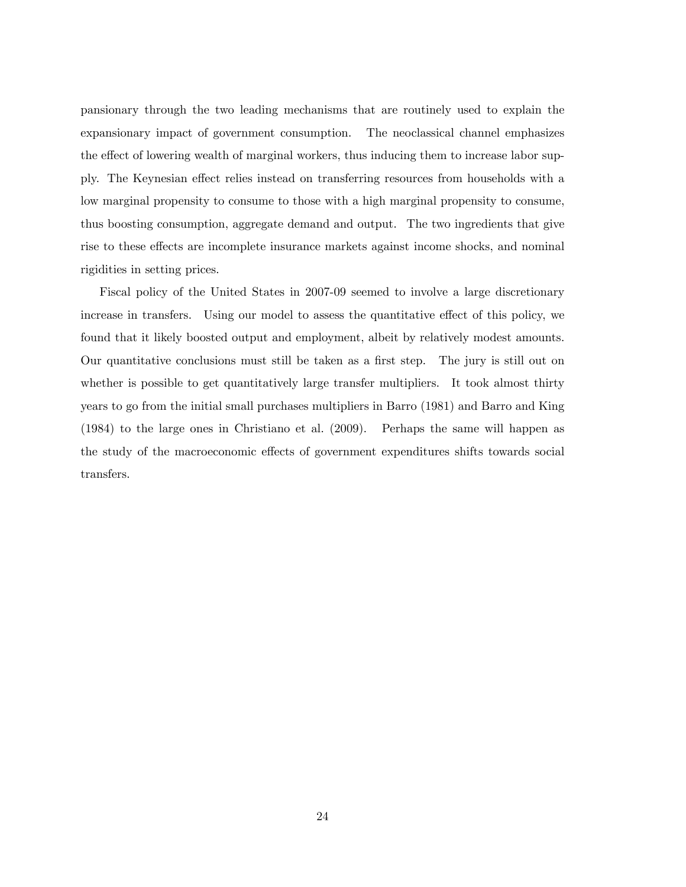pansionary through the two leading mechanisms that are routinely used to explain the expansionary impact of government consumption. The neoclassical channel emphasizes the effect of lowering wealth of marginal workers, thus inducing them to increase labor supply. The Keynesian effect relies instead on transferring resources from households with a low marginal propensity to consume to those with a high marginal propensity to consume, thus boosting consumption, aggregate demand and output. The two ingredients that give rise to these effects are incomplete insurance markets against income shocks, and nominal rigidities in setting prices.

Fiscal policy of the United States in 2007-09 seemed to involve a large discretionary increase in transfers. Using our model to assess the quantitative effect of this policy, we found that it likely boosted output and employment, albeit by relatively modest amounts. Our quantitative conclusions must still be taken as a first step. The jury is still out on whether is possible to get quantitatively large transfer multipliers. It took almost thirty years to go from the initial small purchases multipliers in Barro (1981) and Barro and King (1984) to the large ones in Christiano et al. (2009). Perhaps the same will happen as the study of the macroeconomic effects of government expenditures shifts towards social transfers.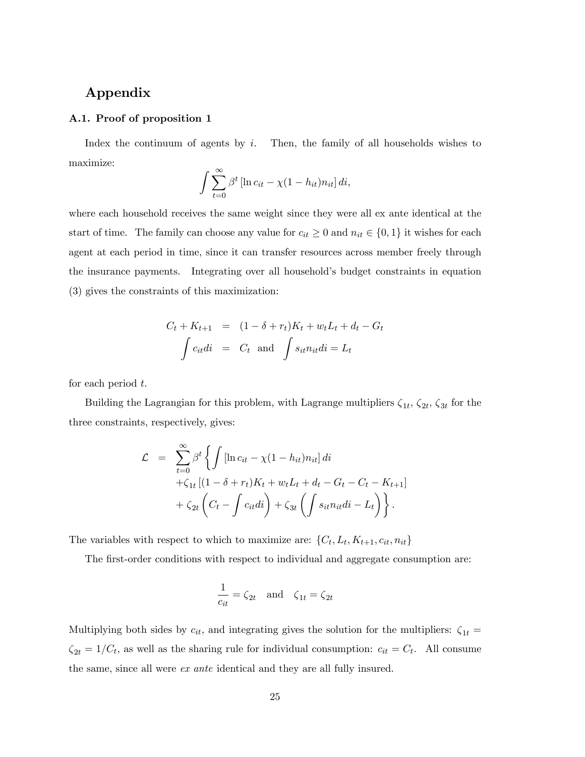# Appendix

### A.1. Proof of proposition 1

Index the continuum of agents by $i$. Then, the family of all households wishes to maximize:

$$\int \sum_{t=0}^{\infty} \beta^t \left[ \ln c_{it} - \chi(1 - h_{it}) n_{it} \right] di,$$

where each household receives the same weight since they were all ex ante identical at the start of time. The family can choose any value for $c_{it} \geq 0$ and $n_{it} \in \{0, 1\}$ it wishes for each agent at each period in time, since it can transfer resources across member freely through the insurance payments. Integrating over all household's budget constraints in equation (3) gives the constraints of this maximization:

$$\begin{aligned}
C_t + K_{t+1} &= (1 - \delta + r_t) K_t + w_t L_t + d_t - G_t \\
\int c_{it} di &= C_t \;\; \text{and} \;\; \int s_{it} n_{it} di = L_t
\end{aligned}$$

for each period $t$.

Building the Lagrangian for this problem, with Lagrange multipliers $\zeta_{1t}$, $\zeta_{2t}$, $\zeta_{3t}$ for the three constraints, respectively, gives:

$$\begin{aligned}
\mathcal{L} = & \sum_{t=0}^{\infty} \beta^t \left\{ \int \left[ \ln c_{it} - \chi(1 - h_{it}) n_{it} \right] di \right. \\
& + \zeta_{1t} \left[ (1 - \delta + r_t) K_t + w_t L_t + d_t - G_t - C_t - K_{t+1} \right] \\
& \left. + \zeta_{2t} \left( C_t - \int c_{it} di \right) + \zeta_{3t} \left( \int s_{it} n_{it} di - L_t \right) \right\}.
\end{aligned}$$

The variables with respect to which to maximize are: $\{C_t, L_t, K_{t+1}, c_{it}, n_{it}\}$

The first-order conditions with respect to individual and aggregate consumption are:

$$\frac{1}{c_{it}} = \zeta_{2t} \quad \text{and} \quad \zeta_{1t} = \zeta_{2t}$$

Multiplying both sides by $c_{it}$, and integrating gives the solution for the multipliers: $\zeta_{1t} = \zeta_{2t} = 1/C_t$, as well as the sharing rule for individual consumption: $c_{it} = C_t$. All consume the same, since all were *ex ante* identical and they are all fully insured.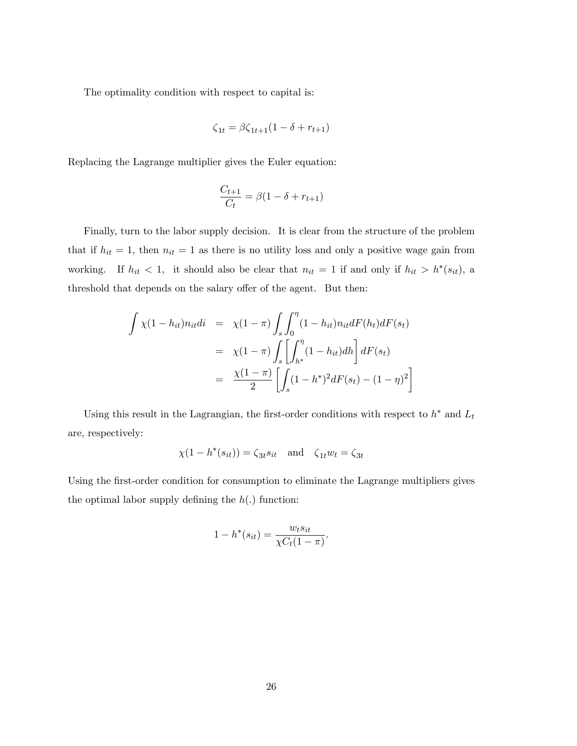The optimality condition with respect to capital is:

$$\zeta_{1t} = \beta \zeta_{1t+1}(1 - \delta + r_{t+1})$$

Replacing the Lagrange multiplier gives the Euler equation:

$$\frac{C_{t+1}}{C_t} = \beta(1 - \delta + r_{t+1})$$

Finally, turn to the labor supply decision. It is clear from the structure of the problem that if $h_{it} = 1$, then $n_{it} = 1$ as there is no utility loss and only a positive wage gain from working. If $h_{it} < 1$, it should also be clear that $n_{it} = 1$ if and only if $h_{it} > h^*(s_{it})$, a threshold that depends on the salary offer of the agent. But then:

$$\begin{aligned}
\int \chi(1 - h_{it})n_{it}di &= \chi(1 - \pi) \int_s \int_0^\eta (1 - h_{it})n_{it}dF(h_t)dF(s_t) \\
&= \chi(1 - \pi) \int_s \left[ \int_{h^*}^\eta (1 - h_{it})dh \right] dF(s_t) \\
&= \frac{\chi(1 - \pi)}{2} \left[ \int_s (1 - h^*)^2 dF(s_t) - (1 - \eta)^2 \right]
\end{aligned}$$

Using this result in the Lagrangian, the first-order conditions with respect to $h^*$ and $L_t$ are, respectively:

$$\chi(1 - h^*(s_{it})) = \zeta_{3t}s_{it} \quad \text{and} \quad \zeta_{1t}w_t = \zeta_{3t}$$

Using the first-order condition for consumption to eliminate the Lagrange multipliers gives the optimal labor supply defining the $h(.)$ function:

$$1 - h^*(s_{it}) = \frac{w_t s_{it}}{\chi C_t(1 - \pi)}.$$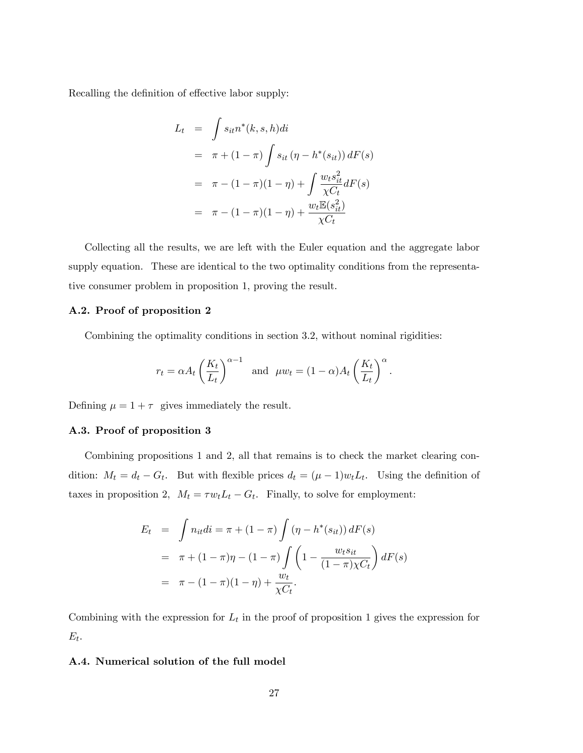Recalling the definition of effective labor supply:

$$
\begin{aligned}
L_t &= \int s_{it} n^*(k, s, h) di \\
&= \pi + (1-\pi) \int s_{it} \left(\eta - h^*(s_{it})\right) dF(s) \\
&= \pi - (1-\pi)(1-\eta) + \int \frac{w_t s_{it}^2}{\chi C_t} dF(s) \\
&= \pi - (1-\pi)(1-\eta) + \frac{w_t \mathbb{E}(s_{it}^2)}{\chi C_t}
\end{aligned}
$$

Collecting all the results, we are left with the Euler equation and the aggregate labor supply equation. These are identical to the two optimality conditions from the representative consumer problem in proposition 1, proving the result.

### A.2. Proof of proposition 2

Combining the optimality conditions in section 3.2, without nominal rigidities:

$$
r_t = \alpha A_t \left(\frac{K_t}{L_t}\right)^{\alpha - 1} \quad \text{and} \quad \mu w_t = (1-\alpha) A_t \left(\frac{K_t}{L_t}\right)^{\alpha}.
$$

Defining $\mu = 1 + \tau$ gives immediately the result.

### A.3. Proof of proposition 3

Combining propositions 1 and 2, all that remains is to check the market clearing condition: $M_t = d_t - G_t$. But with flexible prices $d_t = (\mu - 1) w_t L_t$. Using the definition of taxes in proposition 2, $M_t = \tau w_t L_t - G_t$. Finally, to solve for employment:

$$
\begin{aligned}
E_t &= \int n_{it} di = \pi + (1-\pi) \int \left(\eta - h^*(s_{it})\right) dF(s) \\
&= \pi + (1-\pi)\eta - (1-\pi) \int \left(1 - \frac{w_t s_{it}}{(1-\pi)\chi C_t}\right) dF(s) \\
&= \pi - (1-\pi)(1-\eta) + \frac{w_t}{\chi C_t}.
\end{aligned}
$$

Combining with the expression for $L_t$ in the proof of proposition 1 gives the expression for $E_t$.

### A.4. Numerical solution of the full model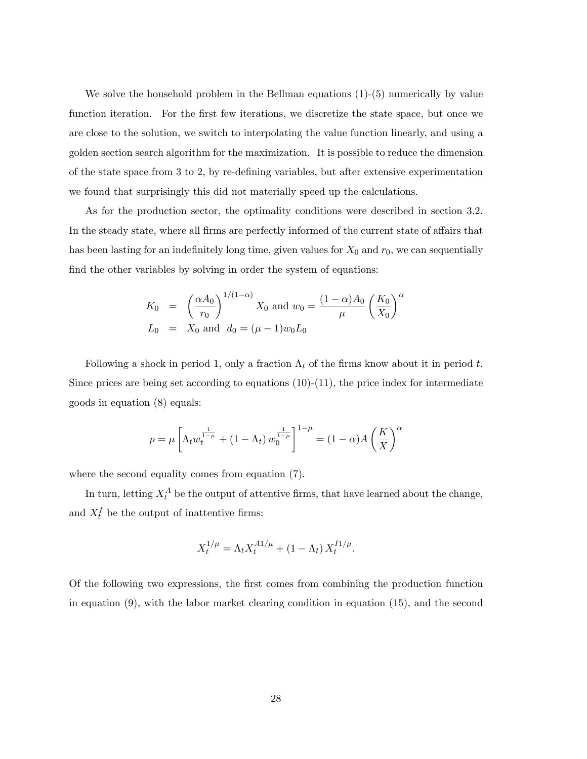We solve the household problem in the Bellman equations (1)-(5) numerically by value function iteration. For the first few iterations, we discretize the state space, but once we are close to the solution, we switch to interpolating the value function linearly, and using a golden section search algorithm for the maximization. It is possible to reduce the dimension of the state space from 3 to 2, by re-defining variables, but after extensive experimentation we found that surprisingly this did not materially speed up the calculations.

As for the production sector, the optimality conditions were described in section 3.2. In the steady state, where all firms are perfectly informed of the current state of affairs that has been lasting for an indefinitely long time, given values for $X_0$ and $r_0$, we can sequentially find the other variables by solving in order the system of equations:

$$
\begin{aligned}
K_0 &= \left(\frac{\alpha A_0}{r_0}\right)^{1/(1-\alpha)} X_0 \text{ and } w_0 = \frac{(1-\alpha)A_0}{\mu}\left(\frac{K_0}{X_0}\right)^{\alpha} \\
L_0 &= X_0 \text{ and } \; d_0 = (\mu - 1) w_0 L_0
\end{aligned}
$$

Following a shock in period 1, only a fraction $\Lambda_t$ of the firms know about it in period $t$. Since prices are being set according to equations (10)-(11), the price index for intermediate goods in equation (8) equals:

$$
p = \mu \left[\Lambda_t w_t^{\frac{1}{1-\mu}} + (1 - \Lambda_t)\, w_0^{\frac{1}{1-\mu}}\right]^{1-\mu} = (1-\alpha)A\left(\frac{K}{X}\right)^{\alpha}
$$

where the second equality comes from equation (7).

In turn, letting $X_t^A$ be the output of attentive firms, that have learned about the change, and $X_t^I$ be the output of inattentive firms:

$$
X_t^{1/\mu} = \Lambda_t X_t^{A1/\mu} + (1 - \Lambda_t)\, X_t^{I1/\mu}.
$$

Of the following two expressions, the first comes from combining the production function in equation (9), with the labor market clearing condition in equation (15), and the second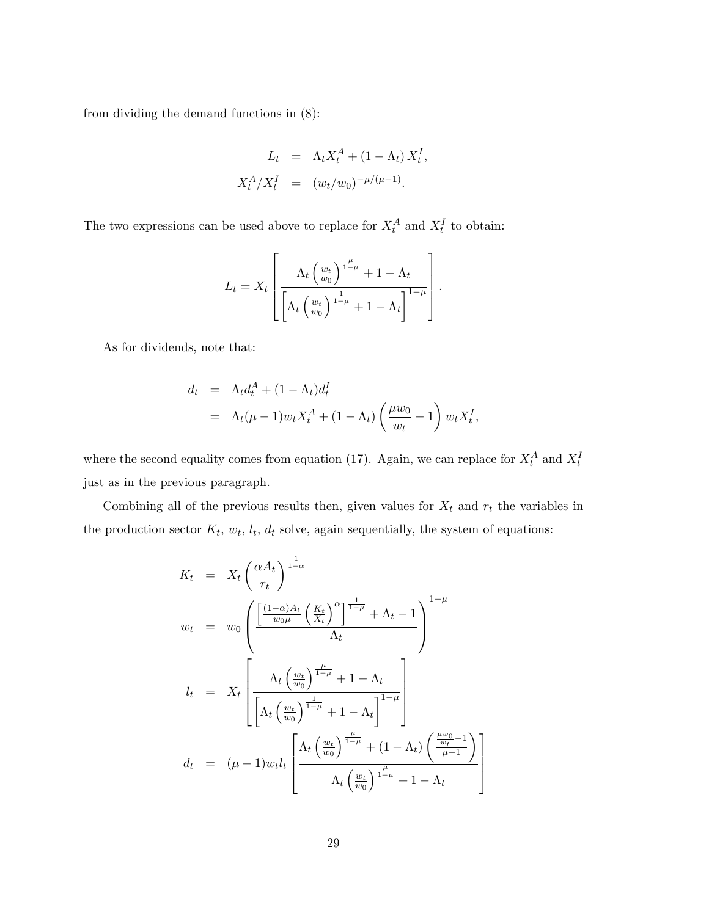from dividing the demand functions in (8):

$$
\begin{aligned}
L_t &= \Lambda_t X_t^A + (1 - \Lambda_t) X_t^I, \\
X_t^A / X_t^I &= (w_t / w_0)^{-\mu/(\mu-1)}.
\end{aligned}
$$

The two expressions can be used above to replace for $X_t^A$ and $X_t^I$ to obtain:

$$
L_t = X_t \left[ \frac{\Lambda_t \left(\frac{w_t}{w_0}\right)^{\frac{\mu}{1-\mu}} + 1 - \Lambda_t}{\left[\Lambda_t \left(\frac{w_t}{w_0}\right)^{\frac{1}{1-\mu}} + 1 - \Lambda_t\right]^{1-\mu}} \right].
$$

As for dividends, note that:

$$
\begin{aligned}
d_t &= \Lambda_t d_t^A + (1 - \Lambda_t) d_t^I \\
&= \Lambda_t (\mu - 1) w_t X_t^A + (1 - \Lambda_t) \left( \frac{\mu w_0}{w_t} - 1 \right) w_t X_t^I,
\end{aligned}
$$

where the second equality comes from equation (17). Again, we can replace for $X_t^A$ and $X_t^I$ just as in the previous paragraph.

Combining all of the previous results then, given values for $X_t$ and $r_t$ the variables in the production sector $K_t$, $w_t$, $l_t$, $d_t$ solve, again sequentially, the system of equations:

$$
\begin{aligned}
K_t &= X_t \left( \frac{\alpha A_t}{r_t} \right)^{\frac{1}{1-\alpha}} \\
w_t &= w_0 \left( \frac{\left[ \frac{(1-\alpha) A_t}{w_0 \mu} \left( \frac{K_t}{X_t} \right)^{\alpha} \right]^{\frac{1}{1-\mu}} + \Lambda_t - 1}{\Lambda_t} \right)^{1-\mu} \\
l_t &= X_t \left[ \frac{\Lambda_t \left(\frac{w_t}{w_0}\right)^{\frac{\mu}{1-\mu}} + 1 - \Lambda_t}{\left[\Lambda_t \left(\frac{w_t}{w_0}\right)^{\frac{1}{1-\mu}} + 1 - \Lambda_t\right]^{1-\mu}} \right] \\
d_t &= (\mu - 1) w_t l_t \left[ \frac{\Lambda_t \left(\frac{w_t}{w_0}\right)^{\frac{\mu}{1-\mu}} + (1 - \Lambda_t) \left( \frac{\frac{\mu w_0}{w_t} - 1}{\mu - 1} \right)}{\Lambda_t \left(\frac{w_t}{w_0}\right)^{\frac{\mu}{1-\mu}} + 1 - \Lambda_t} \right]
\end{aligned}
$$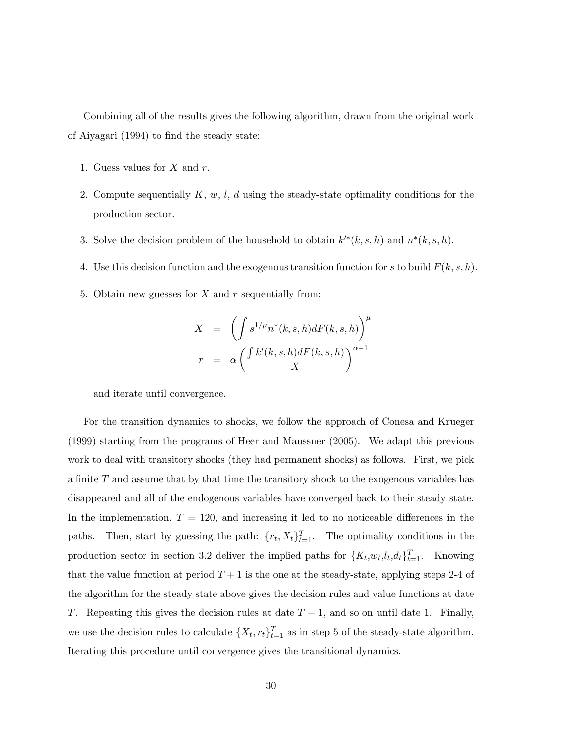Combining all of the results gives the following algorithm, drawn from the original work of Aiyagari (1994) to find the steady state:

1. Guess values for $X$ and $r$.
2. Compute sequentially $K$, $w$, $l$, $d$ using the steady-state optimality conditions for the production sector.
3. Solve the decision problem of the household to obtain $k'^{*}(k, s, h)$ and $n^{*}(k, s, h)$.
4. Use this decision function and the exogenous transition function for $s$ to build $F(k, s, h)$.
5. Obtain new guesses for $X$ and $r$ sequentially from:

$$
\begin{aligned}
X &= \left( \int s^{1/\mu} n^{*}(k, s, h) dF(k, s, h) \right)^{\mu} \\
r &= \alpha \left( \frac{\int k'(k, s, h) dF(k, s, h)}{X} \right)^{\alpha - 1}
\end{aligned}
$$

and iterate until convergence.

For the transition dynamics to shocks, we follow the approach of Conesa and Krueger (1999) starting from the programs of Heer and Maussner (2005). We adapt this previous work to deal with transitory shocks (they had permanent shocks) as follows. First, we pick a finite $T$ and assume that by that time the transitory shock to the exogenous variables has disappeared and all of the endogenous variables have converged back to their steady state. In the implementation, $T = 120$, and increasing it led to no noticeable differences in the paths. Then, start by guessing the path: $\{r_t, X_t\}_{t=1}^{T}$. The optimality conditions in the production sector in section 3.2 deliver the implied paths for $\{K_t, w_t, l_t, d_t\}_{t=1}^{T}$. Knowing that the value function at period $T+1$ is the one at the steady-state, applying steps 2-4 of the algorithm for the steady state above gives the decision rules and value functions at date $T$. Repeating this gives the decision rules at date $T-1$, and so on until date 1. Finally, we use the decision rules to calculate $\{X_t, r_t\}_{t=1}^{T}$ as in step 5 of the steady-state algorithm. Iterating this procedure until convergence gives the transitional dynamics.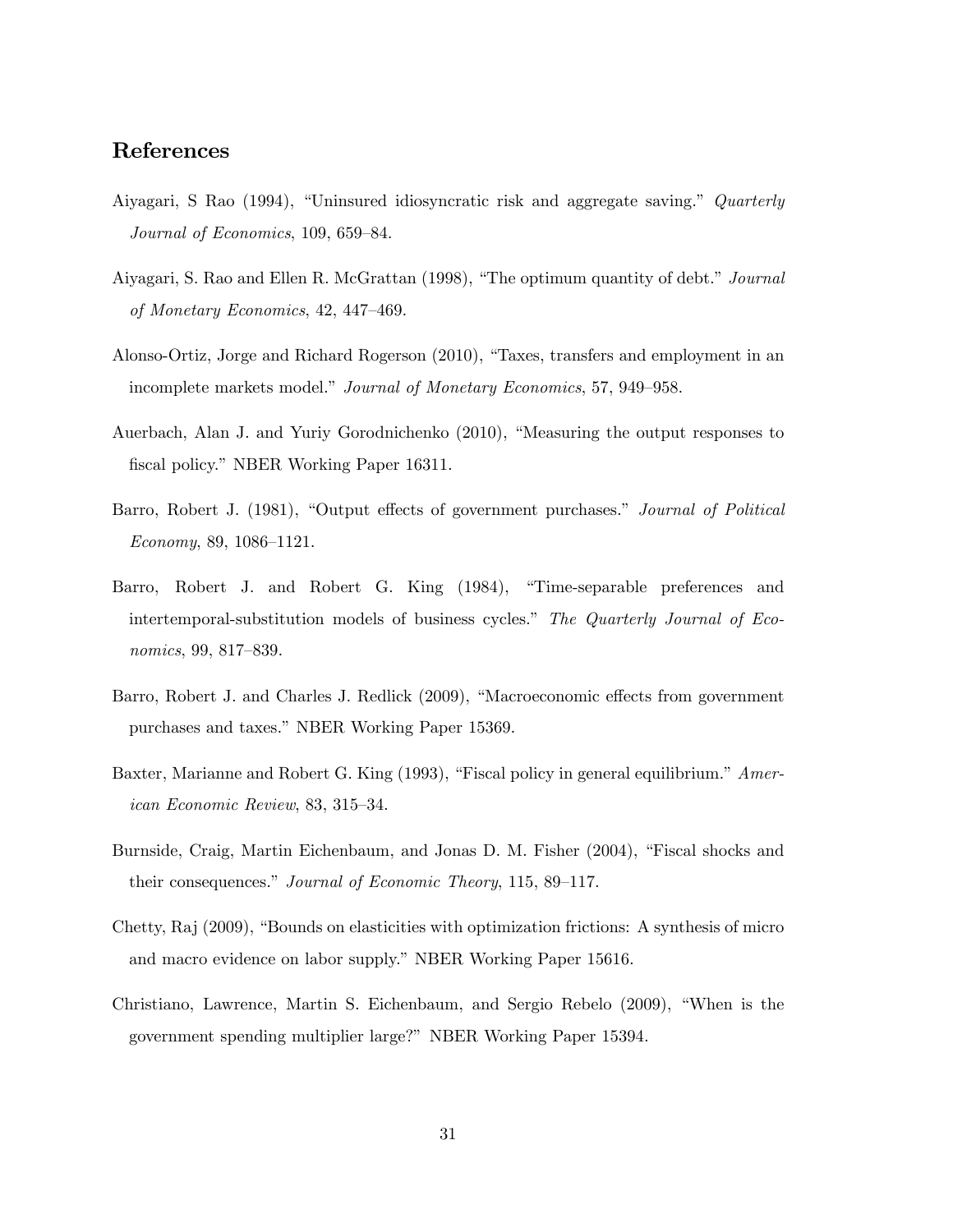## References

Aiyagari, S Rao (1994), "Uninsured idiosyncratic risk and aggregate saving." *Quarterly Journal of Economics*, 109, 659–84.

Aiyagari, S. Rao and Ellen R. McGrattan (1998), "The optimum quantity of debt." *Journal of Monetary Economics*, 42, 447–469.

Alonso-Ortiz, Jorge and Richard Rogerson (2010), "Taxes, transfers and employment in an incomplete markets model." *Journal of Monetary Economics*, 57, 949–958.

Auerbach, Alan J. and Yuriy Gorodnichenko (2010), "Measuring the output responses to fiscal policy." NBER Working Paper 16311.

Barro, Robert J. (1981), "Output effects of government purchases." *Journal of Political Economy*, 89, 1086–1121.

Barro, Robert J. and Robert G. King (1984), "Time-separable preferences and intertemporal-substitution models of business cycles." *The Quarterly Journal of Economics*, 99, 817–839.

Barro, Robert J. and Charles J. Redlick (2009), "Macroeconomic effects from government purchases and taxes." NBER Working Paper 15369.

Baxter, Marianne and Robert G. King (1993), "Fiscal policy in general equilibrium." *American Economic Review*, 83, 315–34.

Burnside, Craig, Martin Eichenbaum, and Jonas D. M. Fisher (2004), "Fiscal shocks and their consequences." *Journal of Economic Theory*, 115, 89–117.

Chetty, Raj (2009), "Bounds on elasticities with optimization frictions: A synthesis of micro and macro evidence on labor supply." NBER Working Paper 15616.

Christiano, Lawrence, Martin S. Eichenbaum, and Sergio Rebelo (2009), "When is the government spending multiplier large?" NBER Working Paper 15394.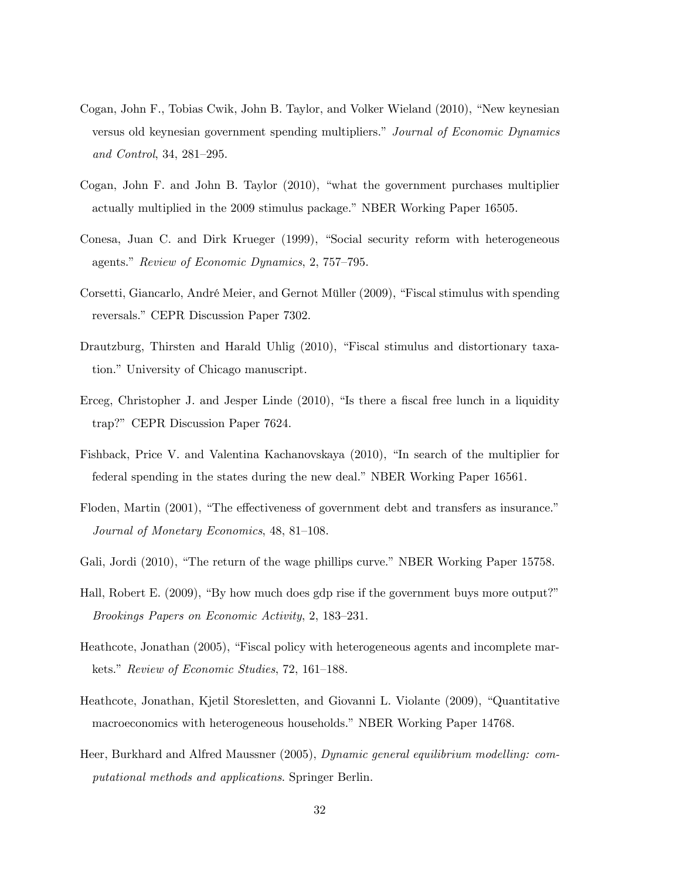Cogan, John F., Tobias Cwik, John B. Taylor, and Volker Wieland (2010), "New keynesian versus old keynesian government spending multipliers." *Journal of Economic Dynamics and Control*, 34, 281–295.

Cogan, John F. and John B. Taylor (2010), "what the government purchases multiplier actually multiplied in the 2009 stimulus package." NBER Working Paper 16505.

Conesa, Juan C. and Dirk Krueger (1999), "Social security reform with heterogeneous agents." *Review of Economic Dynamics*, 2, 757–795.

Corsetti, Giancarlo, André Meier, and Gernot Müller (2009), "Fiscal stimulus with spending reversals." CEPR Discussion Paper 7302.

Drautzburg, Thirsten and Harald Uhlig (2010), "Fiscal stimulus and distortionary taxation." University of Chicago manuscript.

Erceg, Christopher J. and Jesper Linde (2010), "Is there a fiscal free lunch in a liquidity trap?" CEPR Discussion Paper 7624.

Fishback, Price V. and Valentina Kachanovskaya (2010), "In search of the multiplier for federal spending in the states during the new deal." NBER Working Paper 16561.

Floden, Martin (2001), "The effectiveness of government debt and transfers as insurance." *Journal of Monetary Economics*, 48, 81–108.

Gali, Jordi (2010), "The return of the wage phillips curve." NBER Working Paper 15758.

Hall, Robert E. (2009), "By how much does gdp rise if the government buys more output?" *Brookings Papers on Economic Activity*, 2, 183–231.

Heathcote, Jonathan (2005), "Fiscal policy with heterogeneous agents and incomplete markets." *Review of Economic Studies*, 72, 161–188.

Heathcote, Jonathan, Kjetil Storesletten, and Giovanni L. Violante (2009), "Quantitative macroeconomics with heterogeneous households." NBER Working Paper 14768.

Heer, Burkhard and Alfred Maussner (2005), *Dynamic general equilibrium modelling: computational methods and applications*. Springer Berlin.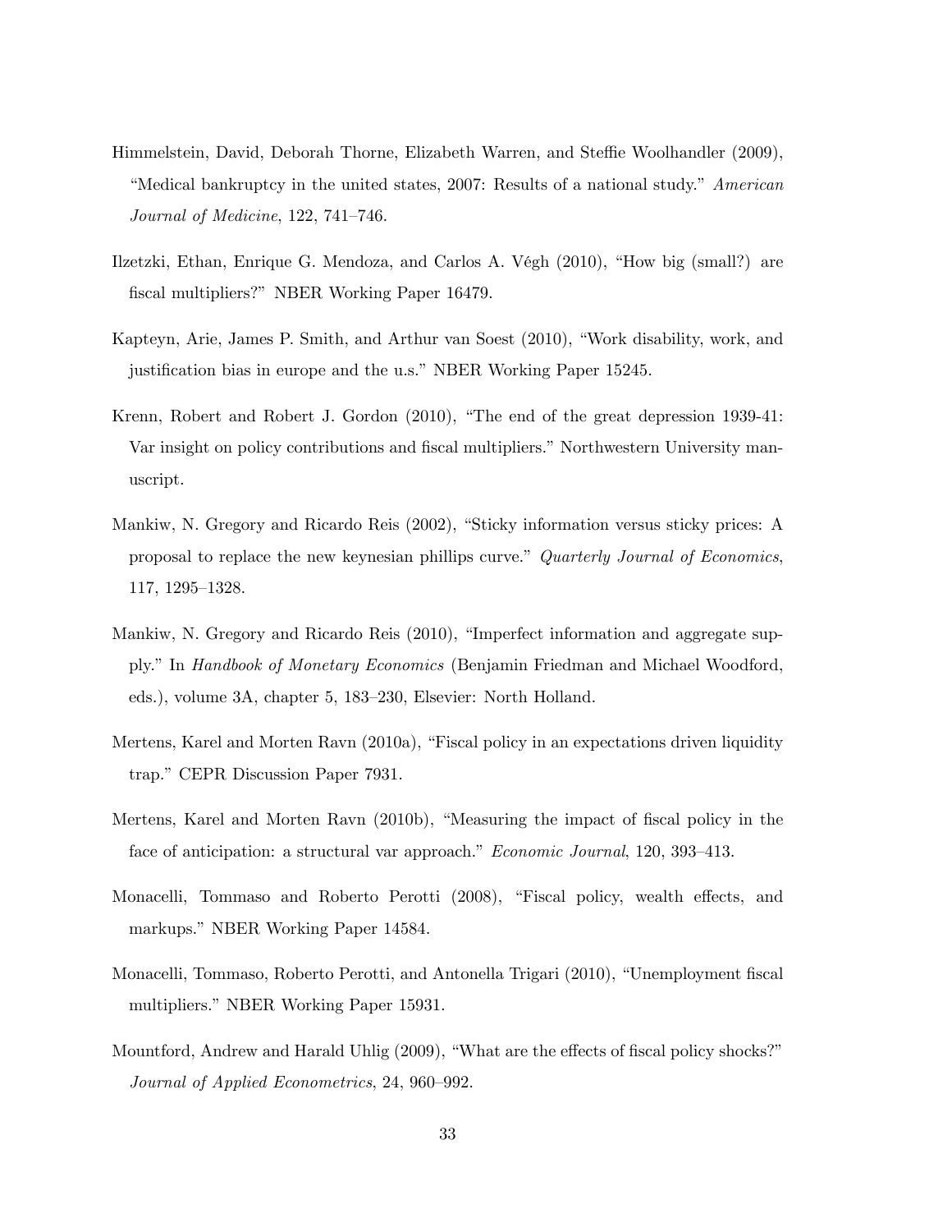Himmelstein, David, Deborah Thorne, Elizabeth Warren, and Steffie Woolhandler (2009), "Medical bankruptcy in the united states, 2007: Results of a national study." *American Journal of Medicine*, 122, 741–746.

Ilzetzki, Ethan, Enrique G. Mendoza, and Carlos A. Végh (2010), "How big (small?) are fiscal multipliers?" NBER Working Paper 16479.

Kapteyn, Arie, James P. Smith, and Arthur van Soest (2010), "Work disability, work, and justification bias in europe and the u.s." NBER Working Paper 15245.

Krenn, Robert and Robert J. Gordon (2010), "The end of the great depression 1939-41: Var insight on policy contributions and fiscal multipliers." Northwestern University manuscript.

Mankiw, N. Gregory and Ricardo Reis (2002), "Sticky information versus sticky prices: A proposal to replace the new keynesian phillips curve." *Quarterly Journal of Economics*, 117, 1295–1328.

Mankiw, N. Gregory and Ricardo Reis (2010), "Imperfect information and aggregate supply." In *Handbook of Monetary Economics* (Benjamin Friedman and Michael Woodford, eds.), volume 3A, chapter 5, 183–230, Elsevier: North Holland.

Mertens, Karel and Morten Ravn (2010a), "Fiscal policy in an expectations driven liquidity trap." CEPR Discussion Paper 7931.

Mertens, Karel and Morten Ravn (2010b), "Measuring the impact of fiscal policy in the face of anticipation: a structural var approach." *Economic Journal*, 120, 393–413.

Monacelli, Tommaso and Roberto Perotti (2008), "Fiscal policy, wealth effects, and markups." NBER Working Paper 14584.

Monacelli, Tommaso, Roberto Perotti, and Antonella Trigari (2010), "Unemployment fiscal multipliers." NBER Working Paper 15931.

Mountford, Andrew and Harald Uhlig (2009), "What are the effects of fiscal policy shocks?" *Journal of Applied Econometrics*, 24, 960–992.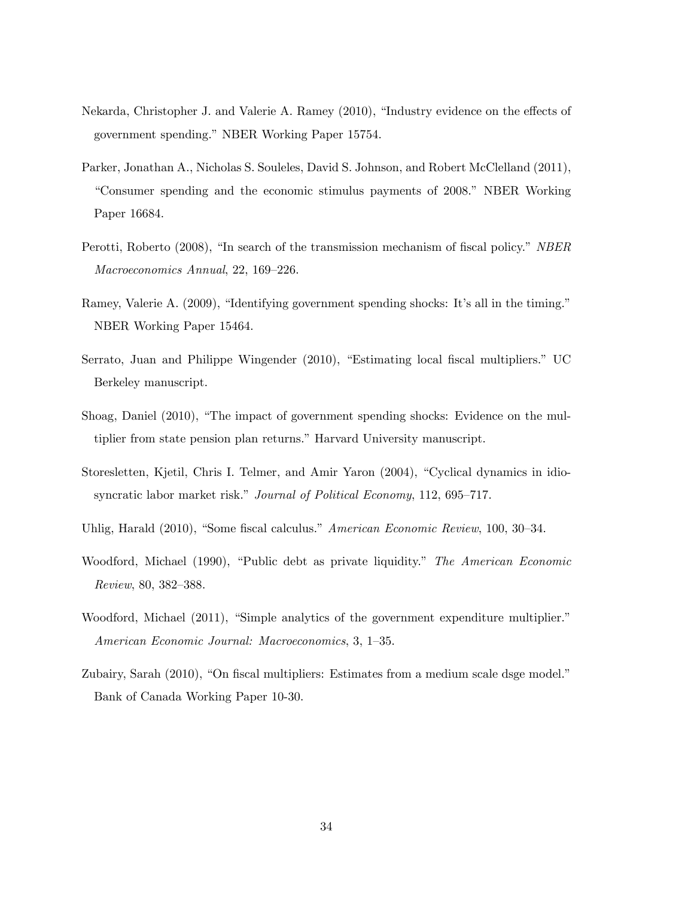Nekarda, Christopher J. and Valerie A. Ramey (2010), "Industry evidence on the effects of government spending." NBER Working Paper 15754.

Parker, Jonathan A., Nicholas S. Souleles, David S. Johnson, and Robert McClelland (2011), "Consumer spending and the economic stimulus payments of 2008." NBER Working Paper 16684.

Perotti, Roberto (2008), "In search of the transmission mechanism of fiscal policy." *NBER Macroeconomics Annual*, 22, 169–226.

Ramey, Valerie A. (2009), "Identifying government spending shocks: It's all in the timing." NBER Working Paper 15464.

Serrato, Juan and Philippe Wingender (2010), "Estimating local fiscal multipliers." UC Berkeley manuscript.

Shoag, Daniel (2010), "The impact of government spending shocks: Evidence on the multiplier from state pension plan returns." Harvard University manuscript.

Storesletten, Kjetil, Chris I. Telmer, and Amir Yaron (2004), "Cyclical dynamics in idiosyncratic labor market risk." *Journal of Political Economy*, 112, 695–717.

Uhlig, Harald (2010), "Some fiscal calculus." *American Economic Review*, 100, 30–34.

Woodford, Michael (1990), "Public debt as private liquidity." *The American Economic Review*, 80, 382–388.

Woodford, Michael (2011), "Simple analytics of the government expenditure multiplier." *American Economic Journal: Macroeconomics*, 3, 1–35.

Zubairy, Sarah (2010), "On fiscal multipliers: Estimates from a medium scale dsge model." Bank of Canada Working Paper 10-30.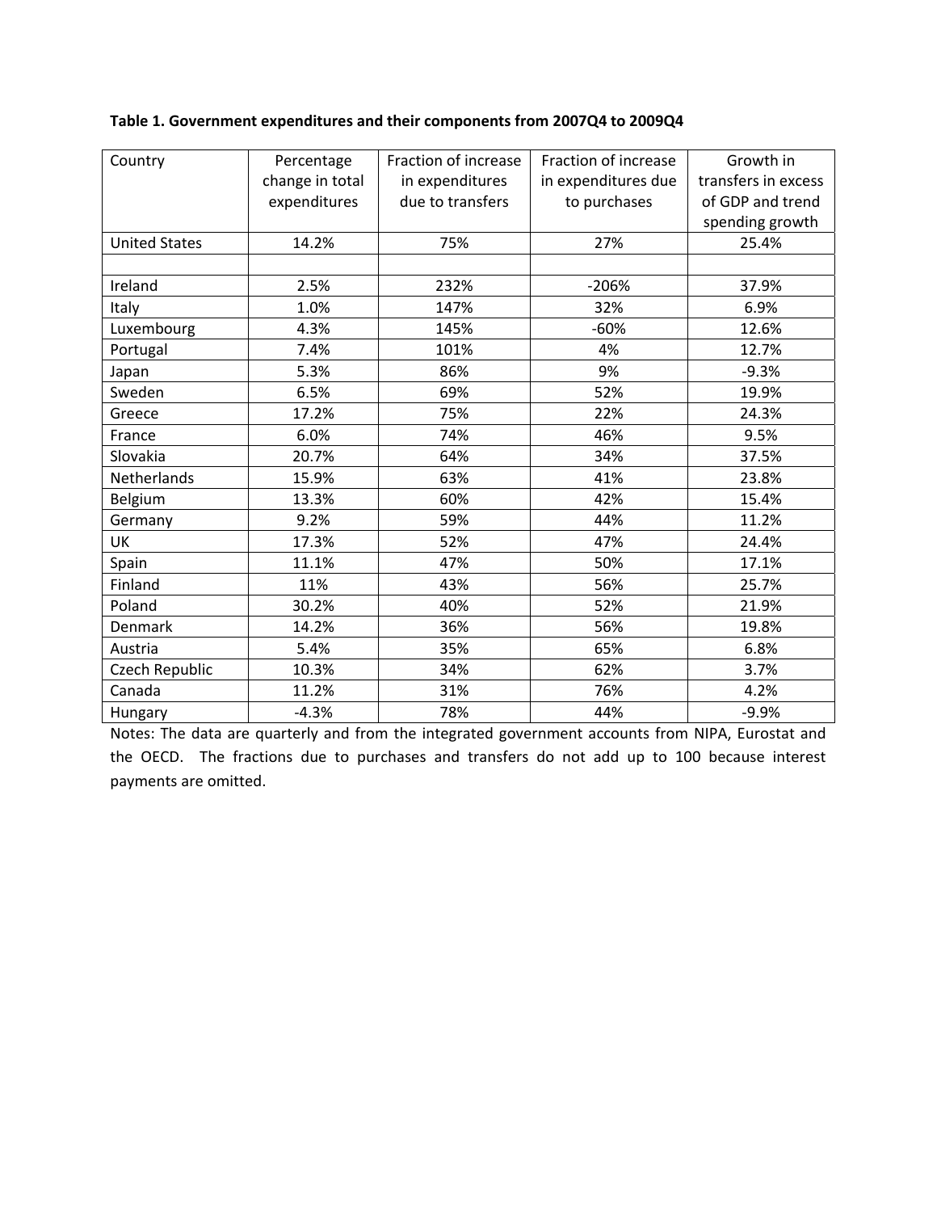**Table 1. Government expenditures and their components from 2007Q4 to 2009Q4**

| Country | Percentage change in total expenditures | Fraction of increase in expenditures due to transfers | Fraction of increase in expenditures due to purchases | Growth in transfers in excess of GDP and trend spending growth |
|---|---|---|---|---|
| United States | 14.2% | 75% | 27% | 25.4% |
| | | | | |
| Ireland | 2.5% | 232% | -206% | 37.9% |
| Italy | 1.0% | 147% | 32% | 6.9% |
| Luxembourg | 4.3% | 145% | -60% | 12.6% |
| Portugal | 7.4% | 101% | 4% | 12.7% |
| Japan | 5.3% | 86% | 9% | -9.3% |
| Sweden | 6.5% | 69% | 52% | 19.9% |
| Greece | 17.2% | 75% | 22% | 24.3% |
| France | 6.0% | 74% | 46% | 9.5% |
| Slovakia | 20.7% | 64% | 34% | 37.5% |
| Netherlands | 15.9% | 63% | 41% | 23.8% |
| Belgium | 13.3% | 60% | 42% | 15.4% |
| Germany | 9.2% | 59% | 44% | 11.2% |
| UK | 17.3% | 52% | 47% | 24.4% |
| Spain | 11.1% | 47% | 50% | 17.1% |
| Finland | 11% | 43% | 56% | 25.7% |
| Poland | 30.2% | 40% | 52% | 21.9% |
| Denmark | 14.2% | 36% | 56% | 19.8% |
| Austria | 5.4% | 35% | 65% | 6.8% |
| Czech Republic | 10.3% | 34% | 62% | 3.7% |
| Canada | 11.2% | 31% | 76% | 4.2% |
| Hungary | -4.3% | 78% | 44% | -9.9% |

Notes: The data are quarterly and from the integrated government accounts from NIPA, Eurostat and the OECD. The fractions due to purchases and transfers do not add up to 100 because interest payments are omitted.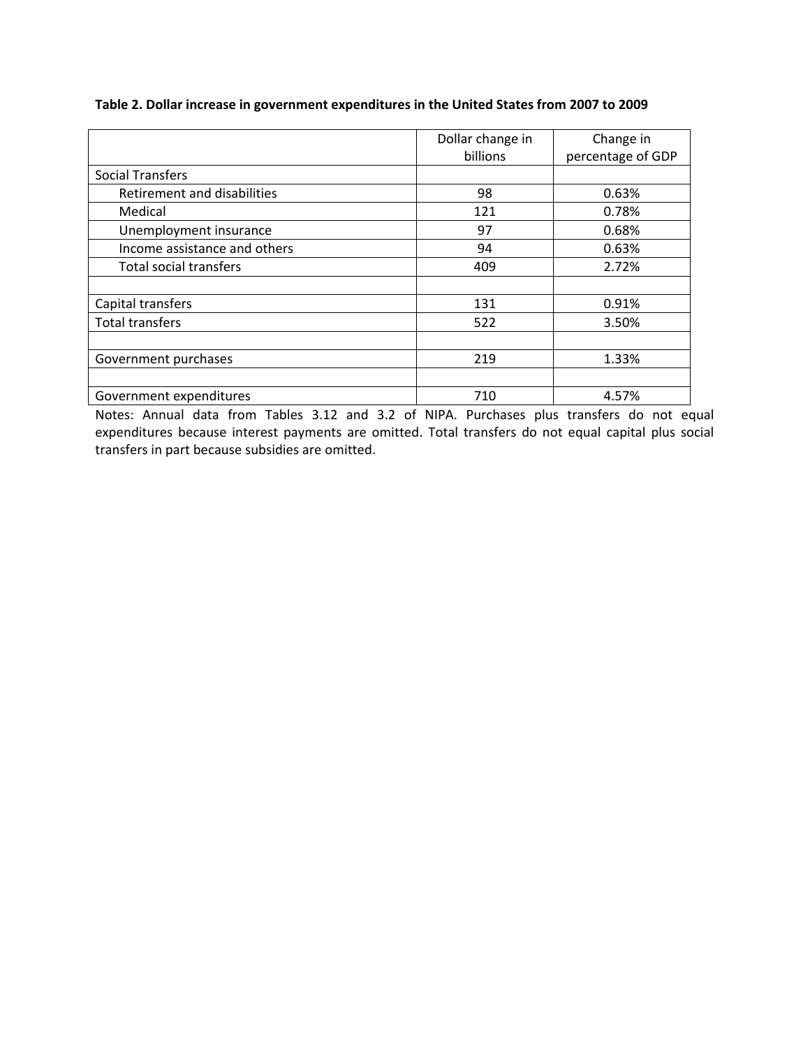**Table 2. Dollar increase in government expenditures in the United States from 2007 to 2009**

| | Dollar change in billions | Change in percentage of GDP |
|---|---|---|
| Social Transfers | | |
| Retirement and disabilities | 98 | 0.63% |
| Medical | 121 | 0.78% |
| Unemployment insurance | 97 | 0.68% |
| Income assistance and others | 94 | 0.63% |
| Total social transfers | 409 | 2.72% |
| | | |
| Capital transfers | 131 | 0.91% |
| Total transfers | 522 | 3.50% |
| | | |
| Government purchases | 219 | 1.33% |
| | | |
| Government expenditures | 710 | 4.57% |

Notes: Annual data from Tables 3.12 and 3.2 of NIPA. Purchases plus transfers do not equal expenditures because interest payments are omitted. Total transfers do not equal capital plus social transfers in part because subsidies are omitted.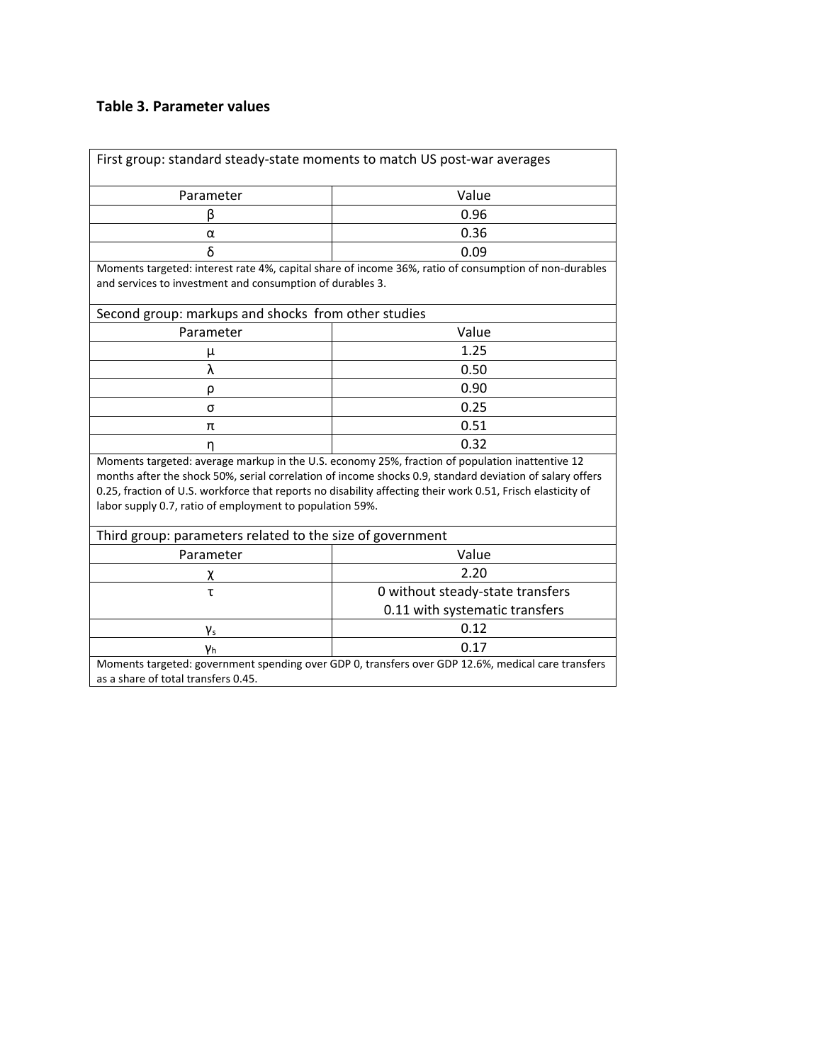**Table 3. Parameter values**

| First group: standard steady-state moments to match US post-war averages | |
|---|---|
| Parameter | Value |
| $\beta$ | 0.96 |
| $\alpha$ | 0.36 |
| $\delta$ | 0.09 |
| Moments targeted: interest rate 4%, capital share of income 36%, ratio of consumption of non-durables and services to investment and consumption of durables 3. | |
| **Second group: markups and shocks from other studies** | |
| Parameter | Value |
| $\mu$ | 1.25 |
| $\lambda$ | 0.50 |
| $\rho$ | 0.90 |
| $\sigma$ | 0.25 |
| $\pi$ | 0.51 |
| $\eta$ | 0.32 |
| Moments targeted: average markup in the U.S. economy 25%, fraction of population inattentive 12 months after the shock 50%, serial correlation of income shocks 0.9, standard deviation of salary offers 0.25, fraction of U.S. workforce that reports no disability affecting their work 0.51, Frisch elasticity of labor supply 0.7, ratio of employment to population 59%. | |
| **Third group: parameters related to the size of government** | |
| Parameter | Value |
| $\chi$ | 2.20 |
| $\tau$ | 0 without steady-state transfers<br>0.11 with systematic transfers |
| $\gamma_s$ | 0.12 |
| $\gamma_h$ | 0.17 |
| Moments targeted: government spending over GDP 0, transfers over GDP 12.6%, medical care transfers as a share of total transfers 0.45. | |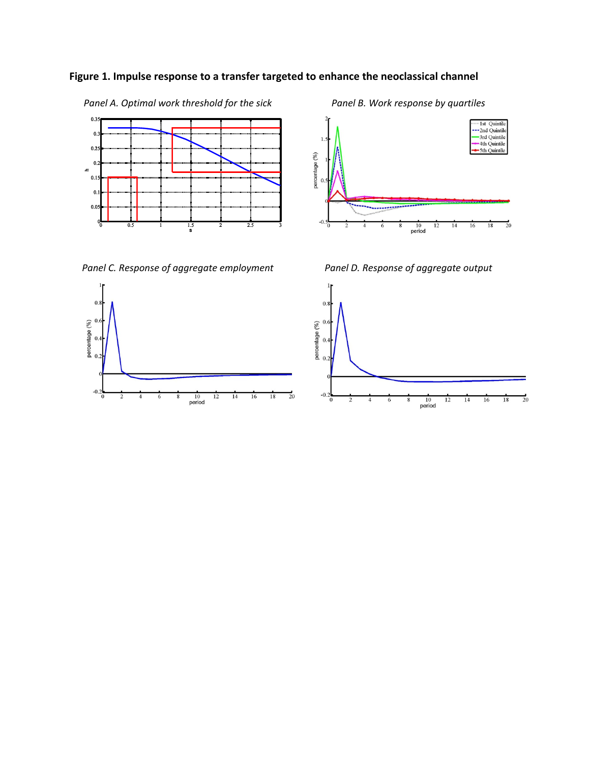**Figure 1. Impulse response to a transfer targeted to enhance the neoclassical channel**

*Panel A. Optimal work threshold for the sick*

*Panel B. Work response by quartiles*

*Panel C. Response of aggregate employment*

*Panel D. Response of aggregate output*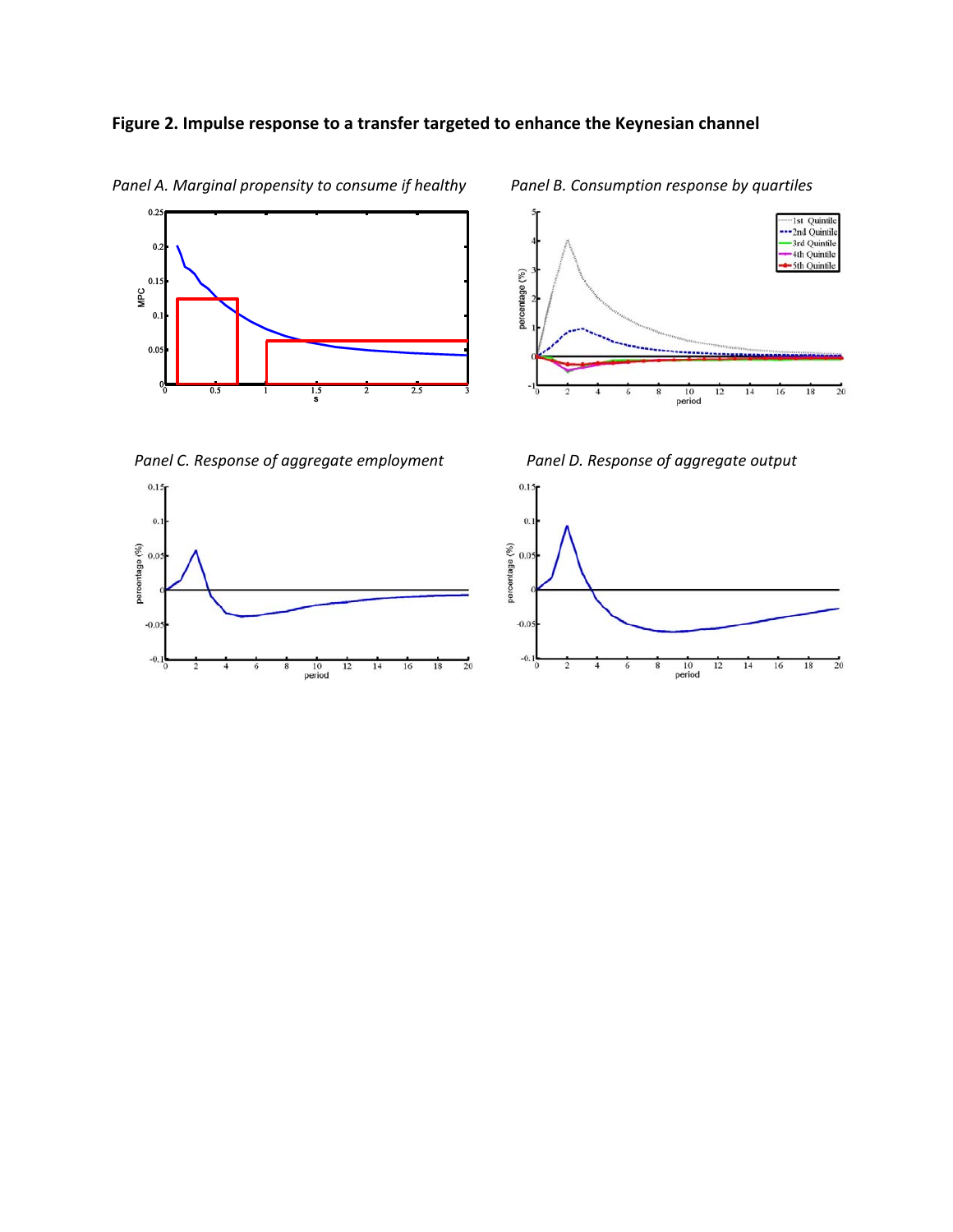**Figure 2. Impulse response to a transfer targeted to enhance the Keynesian channel**

*Panel A. Marginal propensity to consume if healthy*

*Panel B. Consumption response by quartiles*

*Panel C. Response of aggregate employment*

*Panel D. Response of aggregate output*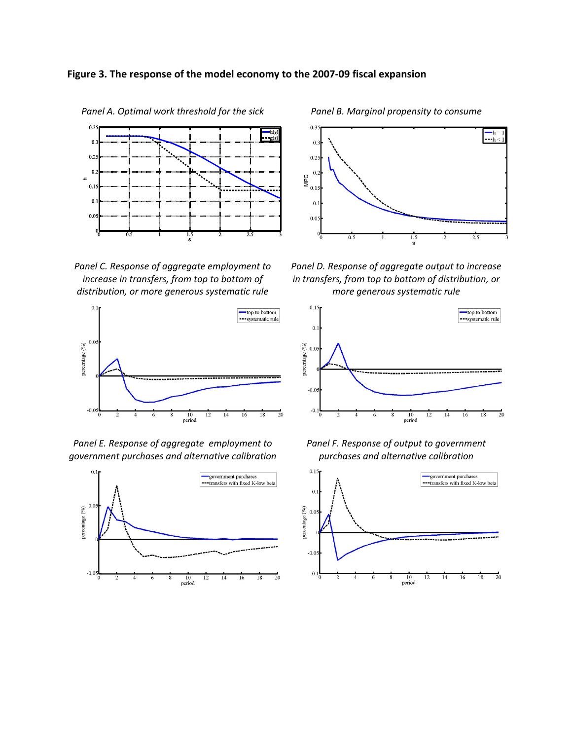**Figure 3. The response of the model economy to the 2007-09 fiscal expansion**

*Panel A. Optimal work threshold for the sick*

h(s)
g(s)
h
s
0.35
0.3
0.25
0.2
0.15
0.1
0.05
0
0.5
1
1.5
2
2.5
3

*Panel B. Marginal propensity to consume*

h = 1
h < 1
MPC
s
0.35
0.3
0.25
0.2
0.15
0.1
0.05
0
0.5
1
1.5
2
2.5
3

*Panel C. Response of aggregate employment to increase in transfers, from top to bottom of distribution, or more generous systematic rule*

top to bottom
systematic rule
percentage (%)
period
0.1
0.05
0
-0.05
0
2
4
6
8
10
12
14
16
18
20

*Panel D. Response of aggregate output to increase in transfers, from top to bottom of distribution, or more generous systematic rule*

top to bottom
systematic rule
percentage (%)
period
0.15
0.1
0.05
0
-0.05
-0.1
0
2
4
6
8
10
12
14
16
18
20

*Panel E. Response of aggregate employment to government purchases and alternative calibration*

government purchases
transfers with fixed K-low beta
percentage (%)
period
0.1
0.05
0
-0.05
0
2
4
6
8
10
12
14
16
18
20

*Panel F. Response of output to government purchases and alternative calibration*

government purchases
transfers with fixed K-low beta
percentage (%)
period
0.15
0.1
0.05
0
-0.05
-0.1
0
2
4
6
8
10
12
14
16
18
20